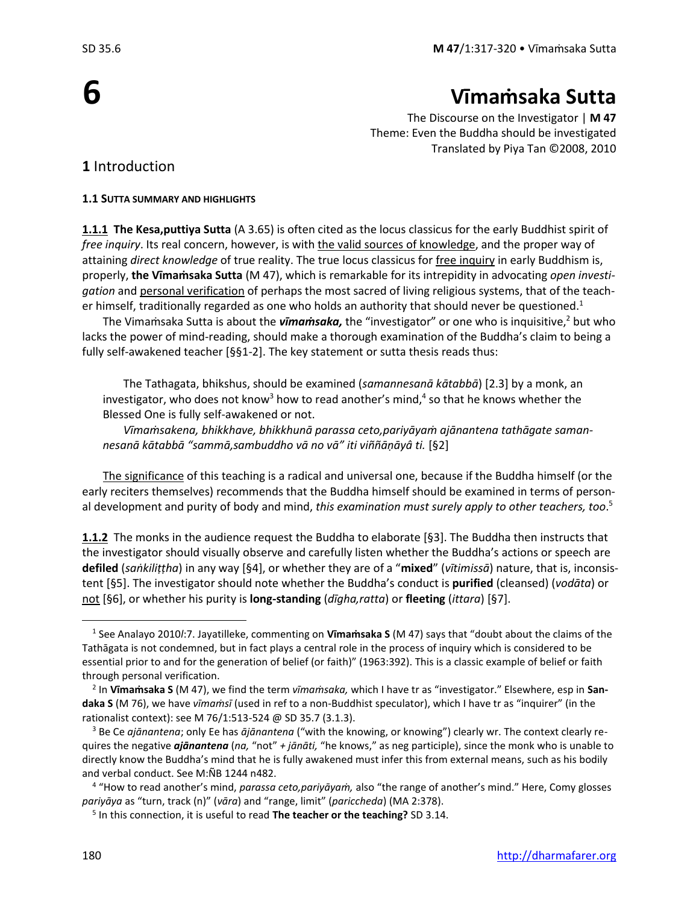# 6

# Vīmaṁsaka Sutta

The Discourse on the Investigator | **M 47**
Theme: Even the Buddha should be investigated
Translated by Piya Tan ©2008, 2010

## **1** Introduction

#### 1.1 SUTTA SUMMARY AND HIGHLIGHTS

**1.1.1 The Kesa,puttiya Sutta** (A 3.65) is often cited as the locus classicus for the early Buddhist spirit of *free inquiry*. Its real concern, however, is with the valid sources of knowledge, and the proper way of attaining *direct knowledge* of true reality. The true locus classicus for free inquiry in early Buddhism is, properly, **the Vīmaṁsaka Sutta** (M 47), which is remarkable for its intrepidity in advocating *open investigation* and personal verification of perhaps the most sacred of living religious systems, that of the teacher himself, traditionally regarded as one who holds an authority that should never be questioned.[1]

The Vimaṁsaka Sutta is about the ***vīmaṁsaka,*** the "investigator" or one who is inquisitive,[2] but who lacks the power of mind-reading, should make a thorough examination of the Buddha's claim to being a fully self-awakened teacher [§§1-2]. The key statement or sutta thesis reads thus:

> The Tathagata, bhikshus, should be examined (*samannesanā kātabbā*) [2.3] by a monk, an investigator, who does not know[3] how to read another's mind,[4] so that he knows whether the Blessed One is fully self-awakened or not.
>
> *Vīmaṁsakena, bhikkhave, bhikkhunā parassa ceto,pariyāyaṁ ajānantena tathāgate samannesanā kātabbā "sammā,sambuddho vā no vā" iti viññāṇāyâ ti.* [§2]

The significance of this teaching is a radical and universal one, because if the Buddha himself (or the early reciters themselves) recommends that the Buddha himself should be examined in terms of personal development and purity of body and mind, *this examination must surely apply to other teachers, too*.[5]

**1.1.2** The monks in the audience request the Buddha to elaborate [§3]. The Buddha then instructs that the investigator should visually observe and carefully listen whether the Buddha's actions or speech are **defiled** (*saṅkiliṭṭha*) in any way [§4], or whether they are of a "**mixed**" (*vītimissā*) nature, that is, inconsistent [§5]. The investigator should note whether the Buddha's conduct is **purified** (cleansed) (*vodāta*) or not [§6], or whether his purity is **long-standing** (*dīgha,ratta*) or **fleeting** (*ittara*) [§7].

---

[1] See Analayo 2010*l*:7. Jayatilleke, commenting on **Vīmaṁsaka S** (M 47) says that "doubt about the claims of the Tathāgata is not condemned, but in fact plays a central role in the process of inquiry which is considered to be essential prior to and for the generation of belief (or faith)" (1963:392). This is a classic example of belief or faith through personal verification.

[2] In **Vīmaṁsaka S** (M 47), we find the term *vīmaṁsaka,* which I have tr as "investigator." Elsewhere, esp in **Sandaka S** (M 76), we have *vīmaṁsī* (used in ref to a non-Buddhist speculator), which I have tr as "inquirer" (in the rationalist context): see M 76/1:513-524 @ SD 35.7 (3.1.3).

[3] Be Ce *ajānantena*; only Ee has *ājānantena* ("with the knowing, or knowing") clearly wr. The context clearly requires the negative ***ajānantena*** (*na,* "not" + *jānāti,* "he knows," as neg participle), since the monk who is unable to directly know the Buddha's mind that he is fully awakened must infer this from external means, such as his bodily and verbal conduct. See M:ÑB 1244 n482.

[4] "How to read another's mind, *parassa ceto,pariyāyaṁ,* also "the range of another's mind." Here, Comy glosses *pariyāya* as "turn, track (n)" (*vāra*) and "range, limit" (*pariccheda*) (MA 2:378).

[5] In this connection, it is useful to read **The teacher or the teaching?** SD 3.14.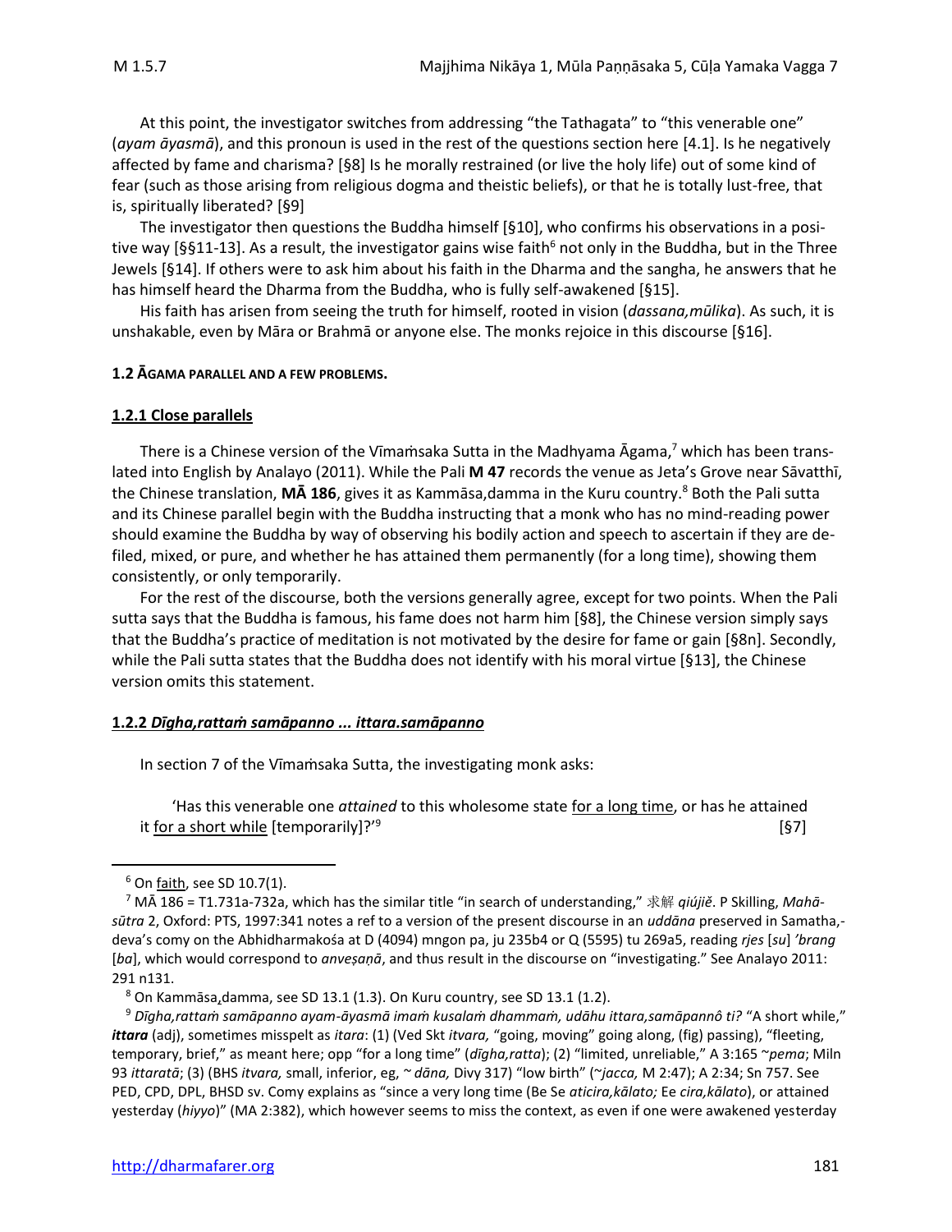At this point, the investigator switches from addressing "the Tathagata" to "this venerable one" (*ayam āyasmā*), and this pronoun is used in the rest of the questions section here [4.1]. Is he negatively affected by fame and charisma? [§8] Is he morally restrained (or live the holy life) out of some kind of fear (such as those arising from religious dogma and theistic beliefs), or that he is totally lust-free, that is, spiritually liberated? [§9]

The investigator then questions the Buddha himself [§10], who confirms his observations in a positive way [§§11-13]. As a result, the investigator gains wise faith[6] not only in the Buddha, but in the Three Jewels [§14]. If others were to ask him about his faith in the Dharma and the sangha, he answers that he has himself heard the Dharma from the Buddha, who is fully self-awakened [§15].

His faith has arisen from seeing the truth for himself, rooted in vision (*dassana,mūlika*). As such, it is unshakable, even by Māra or Brahmā or anyone else. The monks rejoice in this discourse [§16].

#### 1.2 ĀGAMA PARALLEL AND A FEW PROBLEMS.

##### 1.2.1 Close parallels

There is a Chinese version of the Vīmaṁsaka Sutta in the Madhyama Āgama,[7] which has been translated into English by Analayo (2011). While the Pali **M 47** records the venue as Jeta's Grove near Sāvatthī, the Chinese translation, **MĀ 186**, gives it as Kammāsa,damma in the Kuru country.[8] Both the Pali sutta and its Chinese parallel begin with the Buddha instructing that a monk who has no mind-reading power should examine the Buddha by way of observing his bodily action and speech to ascertain if they are defiled, mixed, or pure, and whether he has attained them permanently (for a long time), showing them consistently, or only temporarily.

For the rest of the discourse, both the versions generally agree, except for two points. When the Pali sutta says that the Buddha is famous, his fame does not harm him [§8], the Chinese version simply says that the Buddha's practice of meditation is not motivated by the desire for fame or gain [§8n]. Secondly, while the Pali sutta states that the Buddha does not identify with his moral virtue [§13], the Chinese version omits this statement.

##### 1.2.2 *Dīgha,rattaṁ samāpanno ... ittara.samāpanno*

In section 7 of the Vīmaṁsaka Sutta, the investigating monk asks:

> 'Has this venerable one *attained* to this wholesome state for a long time, or has he attained it for a short while [temporarily]?'[9] [§7]

---

[6] On faith, see SD 10.7(1).

[7] MĀ 186 = T1.731a-732a, which has the similar title "in search of understanding," 求解 *qiújiě*. P Skilling, *Mahā-sūtra* 2, Oxford: PTS, 1997:341 notes a ref to a version of the present discourse in an *uddāna* preserved in Samatha,-deva's comy on the Abhidharmakośa at D (4094) mngon pa, ju 235b4 or Q (5595) tu 269a5, reading *rjes* [*su*] *'brang* [*ba*], which would correspond to *anveṣaṇā*, and thus result in the discourse on "investigating." See Analayo 2011: 291 n131.

[8] On Kammāsa,damma, see SD 13.1 (1.3). On Kuru country, see SD 13.1 (1.2).

[9] *Dīgha,rattaṁ samāpanno ayam-āyasmā imaṁ kusalaṁ dhammaṁ, udāhu ittara,samāpannô ti?* "A short while," ***ittara*** (adj), sometimes misspelt as *itara*: (1) (Ved Skt *itvara,* "going, moving" going along, (fig) passing), "fleeting, temporary, brief," as meant here; opp "for a long time" (*dīgha,ratta*); (2) "limited, unreliable," A 3:165 ~*pema*; Miln 93 *ittaratā*; (3) (BHS *itvara,* small, inferior, eg, ~ *dāna,* Divy 317) "low birth" (~*jacca,* M 2:47); A 2:34; Sn 757. See PED, CPD, DPL, BHSD sv. Comy explains as "since a very long time (Be Se *aticira,kālato;* Ee *cira,kālato*), or attained yesterday (*hiyyo*)" (MA 2:382), which however seems to miss the context, as even if one were awakened yesterday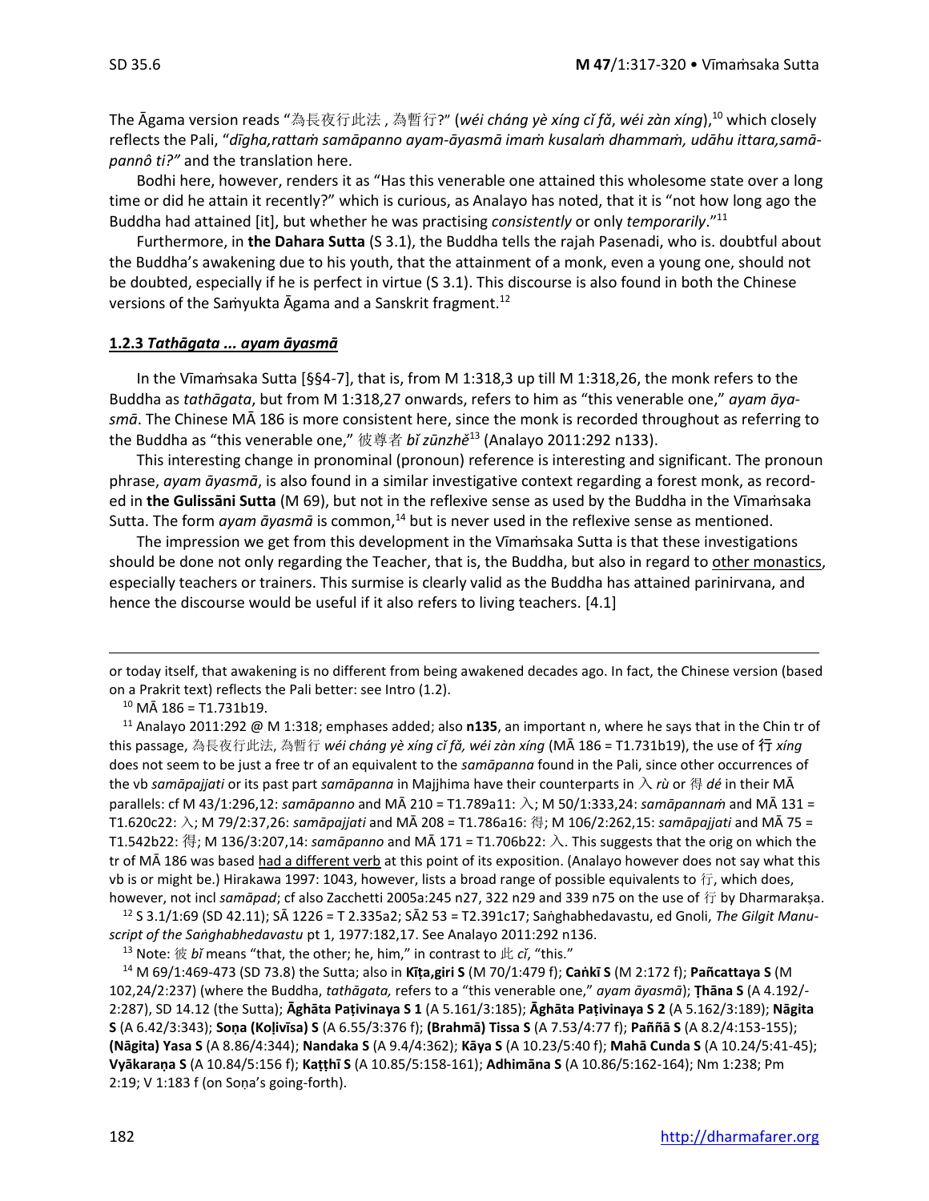The Āgama version reads "為長夜行此法 , 為暫行?" (*wéi cháng yè xíng cǐ fǎ*, *wéi zàn xíng*),[10] which closely reflects the Pali, "*dīgha,rattaṁ samāpanno ayam-āyasmā imaṁ kusalaṁ dhammaṁ, udāhu ittara,samāpannô ti?"* and the translation here.

Bodhi here, however, renders it as "Has this venerable one attained this wholesome state over a long time or did he attain it recently?" which is curious, as Analayo has noted, that it is "not how long ago the Buddha had attained [it], but whether he was practising *consistently* or only *temporarily*."[11]

Furthermore, in **the Dahara Sutta** (S 3.1), the Buddha tells the rajah Pasenadi, who is. doubtful about the Buddha's awakening due to his youth, that the attainment of a monk, even a young one, should not be doubted, especially if he is perfect in virtue (S 3.1). This discourse is also found in both the Chinese versions of the Saṁyukta Āgama and a Sanskrit fragment.[12]

### 1.2.3 *Tathāgata ... ayam āyasmā*

In the Vīmaṁsaka Sutta [§§4-7], that is, from M 1:318,3 up till M 1:318,26, the monk refers to the Buddha as *tathāgata*, but from M 1:318,27 onwards, refers to him as "this venerable one," *ayam āyasmā*. The Chinese MĀ 186 is more consistent here, since the monk is recorded throughout as referring to the Buddha as "this venerable one," 彼尊者 *bǐ zūnzhě*[13] (Analayo 2011:292 n133).

This interesting change in pronominal (pronoun) reference is interesting and significant. The pronoun phrase, *ayam āyasmā*, is also found in a similar investigative context regarding a forest monk, as recorded in **the Gulissāni Sutta** (M 69), but not in the reflexive sense as used by the Buddha in the Vīmaṁsaka Sutta. The form *ayam āyasmā* is common,[14] but is never used in the reflexive sense as mentioned.

The impression we get from this development in the Vīmaṁsaka Sutta is that these investigations should be done not only regarding the Teacher, that is, the Buddha, but also in regard to other monastics, especially teachers or trainers. This surmise is clearly valid as the Buddha has attained parinirvana, and hence the discourse would be useful if it also refers to living teachers. [4.1]

---

or today itself, that awakening is no different from being awakened decades ago. In fact, the Chinese version (based on a Prakrit text) reflects the Pali better: see Intro (1.2).

[10] MĀ 186 = T1.731b19.

[11] Analayo 2011:292 @ M 1:318; emphases added; also **n135**, an important n, where he says that in the Chin tr of this passage, 為長夜行此法, 為暫行 *wéi cháng yè xíng cǐ fǎ, wéi zàn xíng* (MĀ 186 = T1.731b19), the use of 行 *xíng* does not seem to be just a free tr of an equivalent to the *samāpanna* found in the Pali, since other occurrences of the vb *samāpajjati* or its past part *samāpanna* in Majjhima have their counterparts in 入 *rù* or 得 *dé* in their MĀ parallels: cf M 43/1:296,12: *samāpanno* and MĀ 210 = T1.789a11: 入; M 50/1:333,24: *samāpannaṁ* and MĀ 131 = T1.620c22: 入; M 79/2:37,26: *samāpajjati* and MĀ 208 = T1.786a16: 得; M 106/2:262,15: *samāpajjati* and MĀ 75 = T1.542b22: 得; M 136/3:207,14: *samāpanno* and MĀ 171 = T1.706b22: 入. This suggests that the orig on which the tr of MĀ 186 was based had a different verb at this point of its exposition. (Analayo however does not say what this vb is or might be.) Hirakawa 1997: 1043, however, lists a broad range of possible equivalents to 行, which does, however, not incl *samāpad*; cf also Zacchetti 2005a:245 n27, 322 n29 and 339 n75 on the use of 行 by Dharmarakṣa.

[12] S 3.1/1:69 (SD 42.11); SĀ 1226 = T 2.335a2; SĀ2 53 = T2.391c17; Saṅghabhedavastu, ed Gnoli, *The Gilgit Manuscript of the Saṅghabhedavastu* pt 1, 1977:182,17. See Analayo 2011:292 n136.

[13] Note: 彼 *bǐ* means "that, the other; he, him," in contrast to 此 *cǐ*, "this."

[14] M 69/1:469-473 (SD 73.8) the Sutta; also in **Kīṭa,giri S** (M 70/1:479 f); **Caṅkī S** (M 2:172 f); **Pañcattaya S** (M 102,24/2:237) (where the Buddha, *tathāgata,* refers to a "this venerable one," *ayam āyasmā*); **Ṭhāna S** (A 4.192/-2:287), SD 14.12 (the Sutta); **Āghāta Paṭivinaya S 1** (A 5.161/3:185); **Āghāta Paṭivinaya S 2** (A 5.162/3:189); **Nāgita S** (A 6.42/3:343); **Soṇa (Koḷivīsa) S** (A 6.55/3:376 f); **(Brahmā) Tissa S** (A 7.53/4:77 f); **Paññā S** (A 8.2/4:153-155); **(Nāgita) Yasa S** (A 8.86/4:344); **Nandaka S** (A 9.4/4:362); **Kāya S** (A 10.23/5:40 f); **Mahā Cunda S** (A 10.24/5:41-45); **Vyākaraṇa S** (A 10.84/5:156 f); **Kaṭṭhī S** (A 10.85/5:158-161); **Adhimāna S** (A 10.86/5:162-164); Nm 1:238; Pm 2:19; V 1:183 f (on Soṇa's going-forth).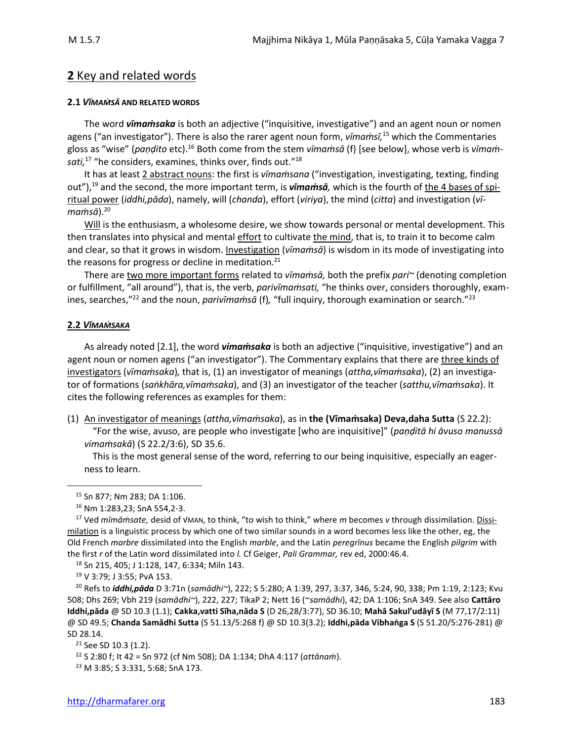## **2** Key and related words

#### **2.1** ***VĪMAṀSĀ*** **AND RELATED WORDS**

The word ***vīmaṁsaka*** is both an adjective ("inquisitive, investigative") and an agent noun or nomen agens ("an investigator"). There is also the rarer agent noun form, *vīmaṁsī,*[15] which the Commentaries gloss as "wise" (*paṇḍito* etc).[16] Both come from the stem *vīmaṁsā* (f) [see below], whose verb is *vīmaṁsati,*[17] "he considers, examines, thinks over, finds out."[18]

It has at least 2 abstract nouns: the first is *vīmaṁsana* ("investigation, investigating, texting, finding out"),[19] and the second, the more important term, is ***vīmaṁsā,*** which is the fourth of the 4 bases of spiritual power (*iddhi,pāda*), namely, will (*chanda*), effort (*viriya*), the mind (*citta*) and investigation (*vīmaṁsā*).[20]

Will is the enthusiasm, a wholesome desire, we show towards personal or mental development. This then translates into physical and mental effort to cultivate the mind, that is, to train it to become calm and clear, so that it grows in wisdom. Investigation (*vīmaṁsā*) is wisdom in its mode of investigating into the reasons for progress or decline in meditation.[21]

There are two more important forms related to *vīmaṁsā,* both the prefix *pari~* (denoting completion or fulfillment, "all around"), that is, the verb, *parivīmaṁsati,* "he thinks over, considers thoroughly, examines, searches,"[22] and the noun, *parivīmaṁsā* (f)*,* "full inquiry, thorough examination or search."[23]

#### **2.2** ***VĪMAṀSAKA***

As already noted [2.1], the word ***vimaṁsaka*** is both an adjective ("inquisitive, investigative") and an agent noun or nomen agens ("an investigator"). The Commentary explains that there are three kinds of investigators (*vīmaṁsaka*)*,* that is, (1) an investigator of meanings (*attha,vīmaṁsaka*), (2) an investigator of formations (*saṅkhāra,vīmaṁsaka*), and (3) an investigator of the teacher (*satthu,vīmaṁsaka*). It cites the following references as examples for them:

(1) An investigator of meanings (*attha,vīmaṁsaka*), as in **the (Vīmaṁsaka) Deva,daha Sutta** (S 22.2): "For the wise, avuso, are people who investigate [who are inquisitive]" (*paṇḍitā hi āvuso manussā vimaṁsakā*) (S 22.2/3:6), SD 35.6.

This is the most general sense of the word, referring to our being inquisitive, especially an eagerness to learn.

---

[15] Sn 877; Nm 283; DA 1:106.

[16] Nm 1:283,23; SnA 554,2-3.

[17] Ved *mīmāṁsate,* desid of √MAN, to think, "to wish to think," where *m* becomes *v* through dissimilation. Dissimilation is a linguistic process by which one of two similar sounds in a word becomes less like the other, eg, the Old French *marbre* dissimilated into the English *marble*, and the Latin *peregrīnus* became the English *pilgrim* with the first *r* of the Latin word dissimilated into *l.* Cf Geiger, *Pali Grammar,* rev ed, 2000:46.4.

[18] Sn 215, 405; J 1:128, 147, 6:334; Miln 143.

[19] V 3:79; J 3:55; PvA 153.

[20] Refs to ***iddhi,pāda*** D 3:71n (*samādhi~*), 222; S 5:280; A 1:39, 297, 3:37, 346, 5:24, 90, 338; Pm 1:19, 2:123; Kvu 508; Dhs 269; Vbh 219 (*samādhi~*), 222, 227; TikaP 2; Nett 16 (*~samādhi*), 42; DA 1:106; SnA 349. See also **Cattāro Iddhi,pāda** @ SD 10.3 (1.1); **Cakka,vatti Sīha,nāda S** (D 26,28/3:77), SD 36.10; **Mahā Sakul'udāyī S** (M 77,17/2:11) @ SD 49.5; **Chanda Samādhi Sutta** (S 51.13/5:268 f) @ SD 10.3(3.2); **Iddhi,pāda Vibhaṅga S** (S 51.20/5:276-281) @ SD 28.14.

[21] See SD 10.3 (1.2).

[22] S 2:80 f; It 42 = Sn 972 (cf Nm 508); DA 1:134; DhA 4:117 (*attānaṁ*).

[23] M 3:85; S 3:331, 5:68; SnA 173.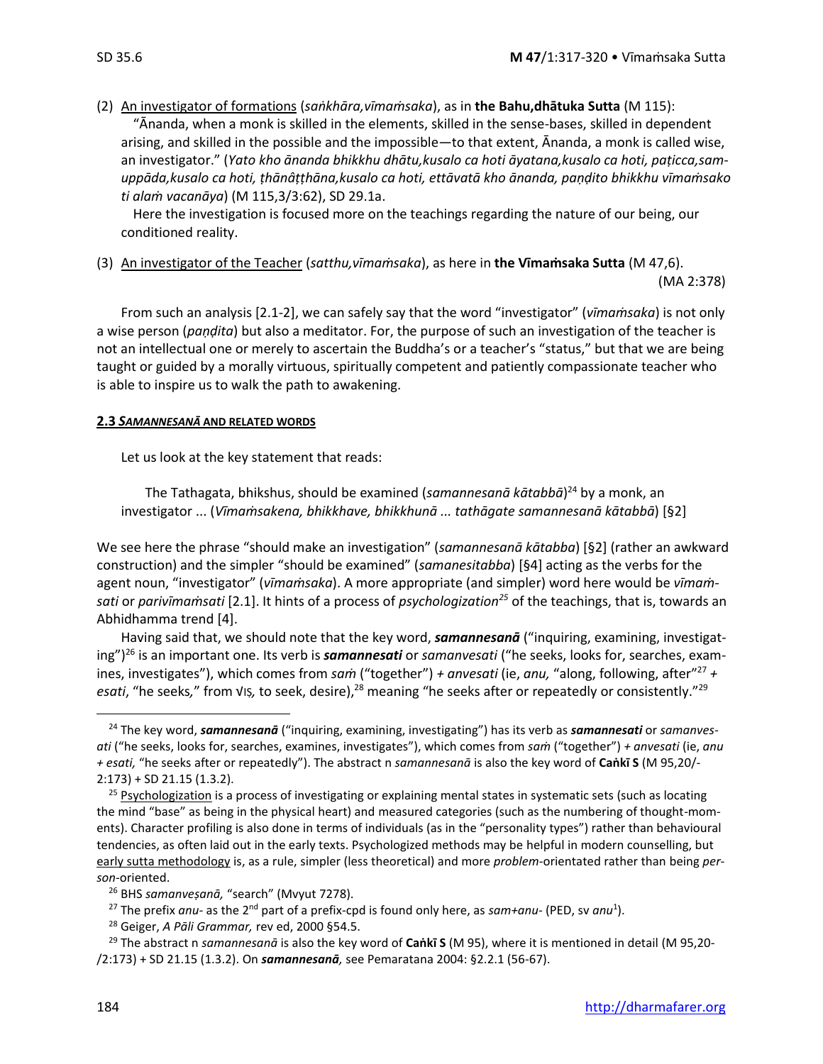(2) <u>An investigator of formations</u> (*saṅkhāra,vīmaṁsaka*), as in **the Bahu,dhātuka Sutta** (M 115):

"Ānanda, when a monk is skilled in the elements, skilled in the sense-bases, skilled in dependent arising, and skilled in the possible and the impossible—to that extent, Ānanda, a monk is called wise, an investigator." (*Yato kho ānanda bhikkhu dhātu,kusalo ca hoti āyatana,kusalo ca hoti, paṭicca,samuppāda,kusalo ca hoti, ṭhānâṭṭhāna,kusalo ca hoti, ettāvatā kho ānanda, paṇḍito bhikkhu vīmaṁsako ti alaṁ vacanāya*) (M 115,3/3:62), SD 29.1a.

Here the investigation is focused more on the teachings regarding the nature of our being, our conditioned reality.

(3) <u>An investigator of the Teacher</u> (*satthu,vīmaṁsaka*), as here in **the Vīmaṁsaka Sutta** (M 47,6).

(MA 2:378)

From such an analysis [2.1-2], we can safely say that the word "investigator" (*vīmaṁsaka*) is not only a wise person (*paṇḍita*) but also a meditator. For, the purpose of such an investigation of the teacher is not an intellectual one or merely to ascertain the Buddha's or a teacher's "status," but that we are being taught or guided by a morally virtuous, spiritually competent and patiently compassionate teacher who is able to inspire us to walk the path to awakening.

#### 2.3 *SAMANNESANĀ* AND RELATED WORDS

Let us look at the key statement that reads:

> The Tathagata, bhikshus, should be examined (*samannesanā kātabbā*)[24] by a monk, an investigator ... (*Vīmaṁsakena, bhikkhave, bhikkhunā ... tathāgate samannesanā kātabbā*) [§2]

We see here the phrase "should make an investigation" (*samannesanā kātabba*) [§2] (rather an awkward construction) and the simpler "should be examined" (*samanesitabba*) [§4] acting as the verbs for the agent noun, "investigator" (*vīmaṁsaka*). A more appropriate (and simpler) word here would be *vīmaṁsati* or *parivīmaṁsati* [2.1]. It hints of a process of *psychologization*[25] of the teachings, that is, towards an Abhidhamma trend [4].

Having said that, we should note that the key word, ***samannesanā*** ("inquiring, examining, investigating")[26] is an important one. Its verb is ***samannesati*** or *samanvesati* ("he seeks, looks for, searches, examines, investigates"), which comes from *saṁ* ("together") *+ anvesati* (ie, *anu,* "along, following, after"[27] *+ esati*, "he seeks," from √IS*,* to seek, desire),[28] meaning "he seeks after or repeatedly or consistently."[29]

---

[24] The key word, ***samannesanā*** ("inquiring, examining, investigating") has its verb as ***samannesati*** or *samanvesati* ("he seeks, looks for, searches, examines, investigates"), which comes from *saṁ* ("together") *+ anvesati* (ie, *anu + esati,* "he seeks after or repeatedly"). The abstract n *samannesanā* is also the key word of **Caṅkī S** (M 95,20/-2:173) + SD 21.15 (1.3.2).

[25] <u>Psychologization</u> is a process of investigating or explaining mental states in systematic sets (such as locating the mind "base" as being in the physical heart) and measured categories (such as the numbering of thought-moments). Character profiling is also done in terms of individuals (as in the "personality types") rather than behavioural tendencies, as often laid out in the early texts. Psychologized methods may be helpful in modern counselling, but <u>early sutta methodology</u> is, as a rule, simpler (less theoretical) and more *problem*-orientated rather than being *person*-oriented.

[26] BHS *samanveṣanā,* "search" (Mvyut 7278).

[27] The prefix *anu-* as the 2nd part of a prefix-cpd is found only here, as *sam+anu-* (PED, sv *anu*[1]).

[28] Geiger, *A Pāli Grammar,* rev ed, 2000 §54.5.

[29] The abstract n *samannesanā* is also the key word of **Caṅkī S** (M 95), where it is mentioned in detail (M 95,20-/2:173) + SD 21.15 (1.3.2). On ***samannesanā,*** see Pemaratana 2004: §2.2.1 (56-67).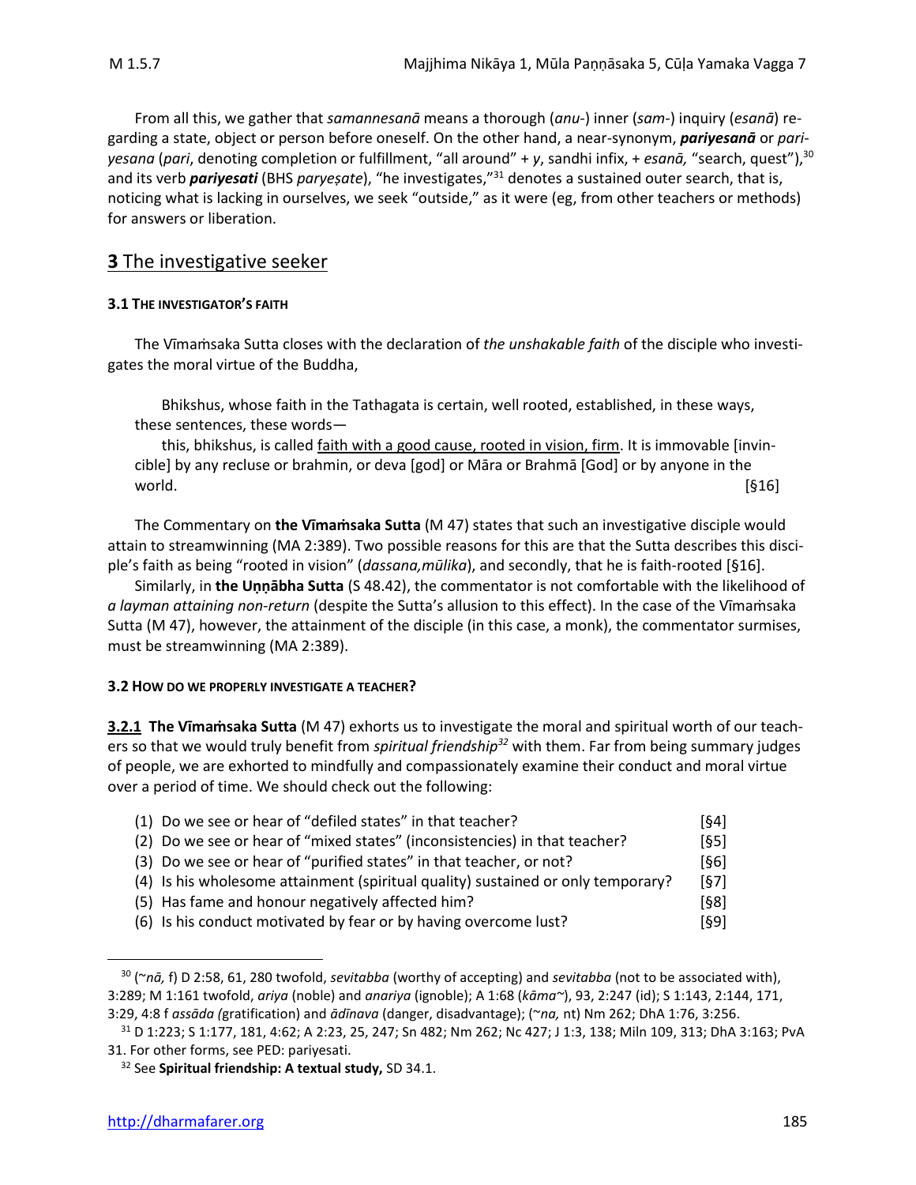From all this, we gather that *samannesanā* means a thorough (*anu-*) inner (*sam-*) inquiry (*esanā*) regarding a state, object or person before oneself. On the other hand, a near-synonym, ***pariyesanā*** or *pariyesana* (*pari*, denoting completion or fulfillment, "all around" + *y*, sandhi infix, + *esanā,* "search, quest"),[30] and its verb ***pariyesati*** (BHS *paryeṣate*), "he investigates,"[31] denotes a sustained outer search, that is, noticing what is lacking in ourselves, we seek "outside," as it were (eg, from other teachers or methods) for answers or liberation.

## **3** The investigative seeker

#### 3.1 THE INVESTIGATOR'S FAITH

The Vīmaṁsaka Sutta closes with the declaration of *the unshakable faith* of the disciple who investigates the moral virtue of the Buddha,

> Bhikshus, whose faith in the Tathagata is certain, well rooted, established, in these ways, these sentences, these words—
>
> this, bhikshus, is called faith with a good cause, rooted in vision, firm. It is immovable [invincible] by any recluse or brahmin, or deva [god] or Māra or Brahmā [God] or by anyone in the world. [§16]

The Commentary on **the Vīmaṁsaka Sutta** (M 47) states that such an investigative disciple would attain to streamwinning (MA 2:389). Two possible reasons for this are that the Sutta describes this disciple's faith as being "rooted in vision" (*dassana,mūlika*), and secondly, that he is faith-rooted [§16].

Similarly, in **the Uṇṇābha Sutta** (S 48.42), the commentator is not comfortable with the likelihood of *a layman attaining non-return* (despite the Sutta's allusion to this effect). In the case of the Vīmaṁsaka Sutta (M 47), however, the attainment of the disciple (in this case, a monk), the commentator surmises, must be streamwinning (MA 2:389).

#### 3.2 HOW DO WE PROPERLY INVESTIGATE A TEACHER?

**3.2.1 The Vīmaṁsaka Sutta** (M 47) exhorts us to investigate the moral and spiritual worth of our teachers so that we would truly benefit from *spiritual friendship*[32] with them. Far from being summary judges of people, we are exhorted to mindfully and compassionately examine their conduct and moral virtue over a period of time. We should check out the following:

(1) Do we see or hear of "defiled states" in that teacher? [§4]
(2) Do we see or hear of "mixed states" (inconsistencies) in that teacher? [§5]
(3) Do we see or hear of "purified states" in that teacher, or not? [§6]
(4) Is his wholesome attainment (spiritual quality) sustained or only temporary? [§7]
(5) Has fame and honour negatively affected him? [§8]
(6) Is his conduct motivated by fear or by having overcome lust? [§9]

---

[30] (~*nā,* f) D 2:58, 61, 280 twofold, *sevitabba* (worthy of accepting) and *sevitabba* (not to be associated with), 3:289; M 1:161 twofold, *ariya* (noble) and *anariya* (ignoble); A 1:68 (*kāma~*), 93, 2:247 (id); S 1:143, 2:144, 171, 3:29, 4:8 f *assāda (*gratification) and *ādīnava* (danger, disadvantage); (~*na,* nt) Nm 262; DhA 1:76, 3:256.

[31] D 1:223; S 1:177, 181, 4:62; A 2:23, 25, 247; Sn 482; Nm 262; Nc 427; J 1:3, 138; Miln 109, 313; DhA 3:163; PvA 31. For other forms, see PED: pariyesati.

[32] See **Spiritual friendship: A textual study,** SD 34.1.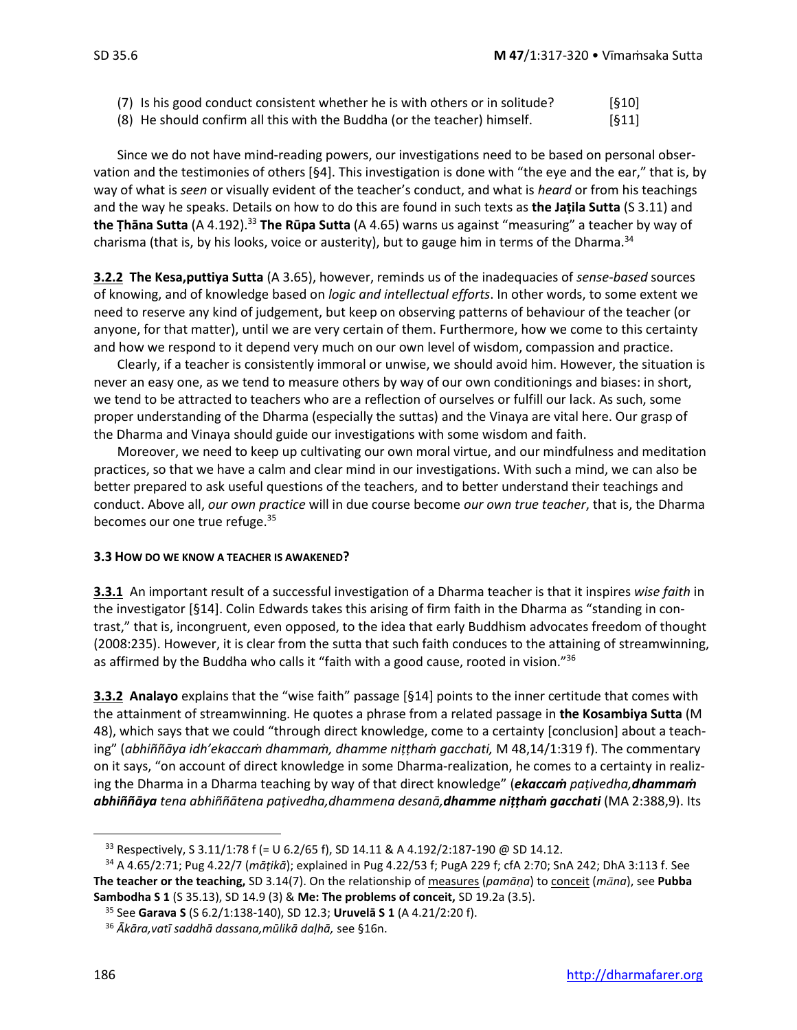(7) Is his good conduct consistent whether he is with others or in solitude? [§10]
(8) He should confirm all this with the Buddha (or the teacher) himself. [§11]

Since we do not have mind-reading powers, our investigations need to be based on personal observation and the testimonies of others [§4]. This investigation is done with "the eye and the ear," that is, by way of what is *seen* or visually evident of the teacher's conduct, and what is *heard* or from his teachings and the way he speaks. Details on how to do this are found in such texts as **the Jaṭila Sutta** (S 3.11) and **the Ṭhāna Sutta** (A 4.192).[33] **The Rūpa Sutta** (A 4.65) warns us against "measuring" a teacher by way of charisma (that is, by his looks, voice or austerity), but to gauge him in terms of the Dharma.[34]

**3.2.2 The Kesa,puttiya Sutta** (A 3.65), however, reminds us of the inadequacies of *sense-based* sources of knowing, and of knowledge based on *logic and intellectual efforts*. In other words, to some extent we need to reserve any kind of judgement, but keep on observing patterns of behaviour of the teacher (or anyone, for that matter), until we are very certain of them. Furthermore, how we come to this certainty and how we respond to it depend very much on our own level of wisdom, compassion and practice.

Clearly, if a teacher is consistently immoral or unwise, we should avoid him. However, the situation is never an easy one, as we tend to measure others by way of our own conditionings and biases: in short, we tend to be attracted to teachers who are a reflection of ourselves or fulfill our lack. As such, some proper understanding of the Dharma (especially the suttas) and the Vinaya are vital here. Our grasp of the Dharma and Vinaya should guide our investigations with some wisdom and faith.

Moreover, we need to keep up cultivating our own moral virtue, and our mindfulness and meditation practices, so that we have a calm and clear mind in our investigations. With such a mind, we can also be better prepared to ask useful questions of the teachers, and to better understand their teachings and conduct. Above all, *our own practice* will in due course become *our own true teacher*, that is, the Dharma becomes our one true refuge.[35]

### 3.3 HOW DO WE KNOW A TEACHER IS AWAKENED?

**3.3.1** An important result of a successful investigation of a Dharma teacher is that it inspires *wise faith* in the investigator [§14]. Colin Edwards takes this arising of firm faith in the Dharma as "standing in contrast," that is, incongruent, even opposed, to the idea that early Buddhism advocates freedom of thought (2008:235). However, it is clear from the sutta that such faith conduces to the attaining of streamwinning, as affirmed by the Buddha who calls it "faith with a good cause, rooted in vision."[36]

**3.3.2 Analayo** explains that the "wise faith" passage [§14] points to the inner certitude that comes with the attainment of streamwinning. He quotes a phrase from a related passage in **the Kosambiya Sutta** (M 48), which says that we could "through direct knowledge, come to a certainty [conclusion] about a teaching" (*abhiññāya idh'ekaccaṁ dhammaṁ, dhamme niṭṭhaṁ gacchati,* M 48,14/1:319 f). The commentary on it says, "on account of direct knowledge in some Dharma-realization, he comes to a certainty in realizing the Dharma in a Dharma teaching by way of that direct knowledge" (***ekaccaṁ** paṭivedha,**dhammaṁ abhiññāya** tena abhiññātena paṭivedha,dhammena desanā,**dhamme niṭṭhaṁ gacchati*** (MA 2:388,9). Its

---

[33] Respectively, S 3.11/1:78 f (= U 6.2/65 f), SD 14.11 & A 4.192/2:187-190 @ SD 14.12.

[34] A 4.65/2:71; Pug 4.22/7 (*māṭikā*); explained in Pug 4.22/53 f; PugA 229 f; cfA 2:70; SnA 242; DhA 3:113 f. See **The teacher or the teaching,** SD 3.14(7). On the relationship of measures (*pamāṇa*) to conceit (*māna*), see **Pubba Sambodha S 1** (S 35.13), SD 14.9 (3) & **Me: The problems of conceit,** SD 19.2a (3.5).

[35] See **Garava S** (S 6.2/1:138-140), SD 12.3; **Uruvelā S 1** (A 4.21/2:20 f).

[36] *Ākāra,vatī saddhā dassana,mūlikā daḷhā,* see §16n.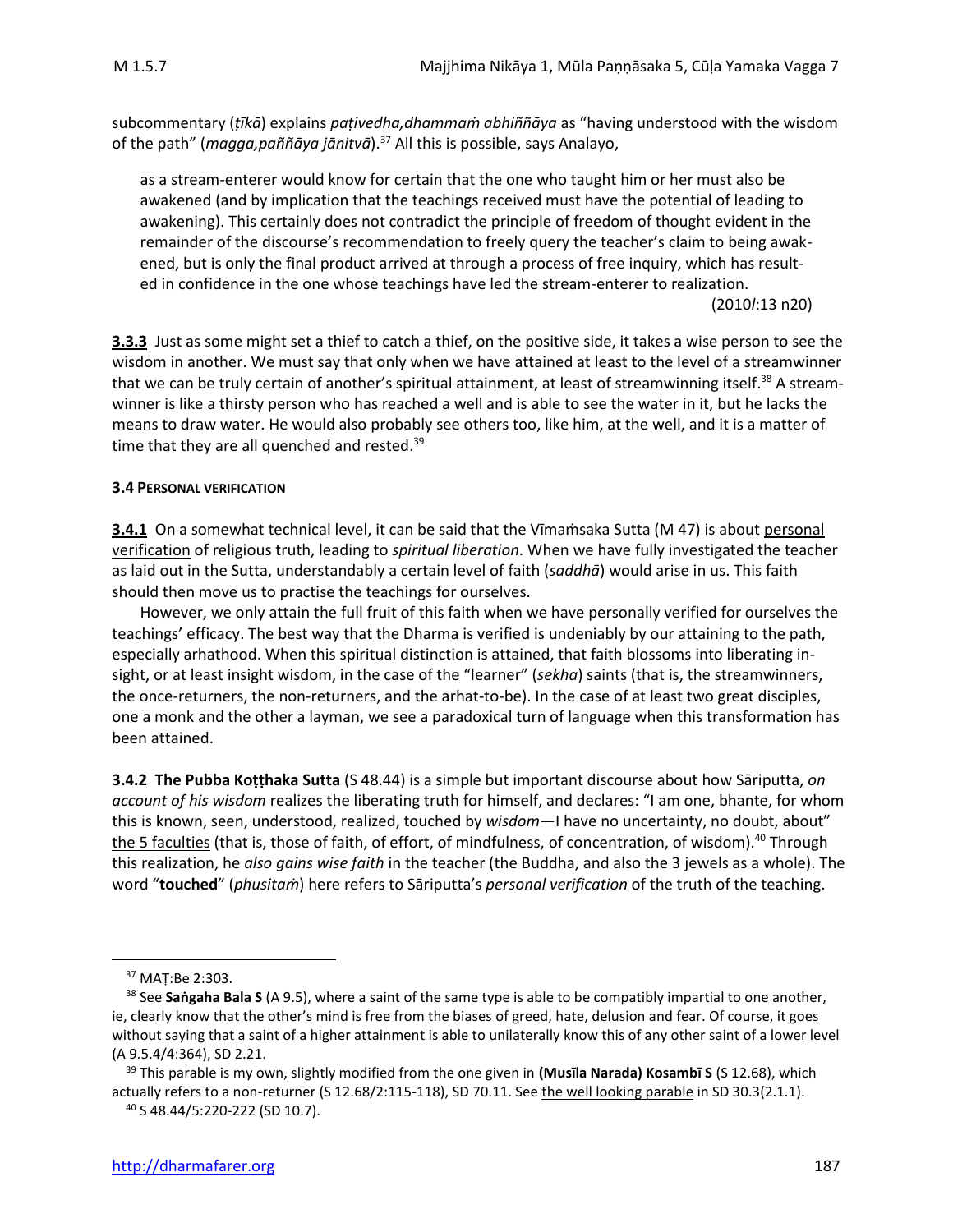subcommentary (*ṭīkā*) explains *paṭivedha,dhammaṁ abhiññāya* as "having understood with the wisdom of the path" (*magga,paññāya jānitvā*).[37] All this is possible, says Analayo,

> as a stream-enterer would know for certain that the one who taught him or her must also be awakened (and by implication that the teachings received must have the potential of leading to awakening). This certainly does not contradict the principle of freedom of thought evident in the remainder of the discourse's recommendation to freely query the teacher's claim to being awakened, but is only the final product arrived at through a process of free inquiry, which has resulted in confidence in the one whose teachings have led the stream-enterer to realization.
>
> (2010*l*:13 n20)

**3.3.3** Just as some might set a thief to catch a thief, on the positive side, it takes a wise person to see the wisdom in another. We must say that only when we have attained at least to the level of a streamwinner that we can be truly certain of another's spiritual attainment, at least of streamwinning itself.[38] A streamwinner is like a thirsty person who has reached a well and is able to see the water in it, but he lacks the means to draw water. He would also probably see others too, like him, at the well, and it is a matter of time that they are all quenched and rested.[39]

#### 3.4 PERSONAL VERIFICATION

**3.4.1** On a somewhat technical level, it can be said that the Vīmaṁsaka Sutta (M 47) is about personal verification of religious truth, leading to *spiritual liberation*. When we have fully investigated the teacher as laid out in the Sutta, understandably a certain level of faith (*saddhā*) would arise in us. This faith should then move us to practise the teachings for ourselves.

However, we only attain the full fruit of this faith when we have personally verified for ourselves the teachings' efficacy. The best way that the Dharma is verified is undeniably by our attaining to the path, especially arhathood. When this spiritual distinction is attained, that faith blossoms into liberating insight, or at least insight wisdom, in the case of the "learner" (*sekha*) saints (that is, the streamwinners, the once-returners, the non-returners, and the arhat-to-be). In the case of at least two great disciples, one a monk and the other a layman, we see a paradoxical turn of language when this transformation has been attained.

**3.4.2 The Pubba Koṭṭhaka Sutta** (S 48.44) is a simple but important discourse about how Sāriputta, *on account of his wisdom* realizes the liberating truth for himself, and declares: "I am one, bhante, for whom this is known, seen, understood, realized, touched by *wisdom*—I have no uncertainty, no doubt, about" the 5 faculties (that is, those of faith, of effort, of mindfulness, of concentration, of wisdom).[40] Through this realization, he *also gains wise faith* in the teacher (the Buddha, and also the 3 jewels as a whole). The word "**touched**" (*phusitaṁ*) here refers to Sāriputta's *personal verification* of the truth of the teaching.

---

[37] MAṬ:Be 2:303.

[38] See **Saṅgaha Bala S** (A 9.5), where a saint of the same type is able to be compatibly impartial to one another, ie, clearly know that the other's mind is free from the biases of greed, hate, delusion and fear. Of course, it goes without saying that a saint of a higher attainment is able to unilaterally know this of any other saint of a lower level (A 9.5.4/4:364), SD 2.21.

[39] This parable is my own, slightly modified from the one given in **(Musīla Narada) Kosambī S** (S 12.68), which actually refers to a non-returner (S 12.68/2:115-118), SD 70.11. See the well looking parable in SD 30.3(2.1.1).

[40] S 48.44/5:220-222 (SD 10.7).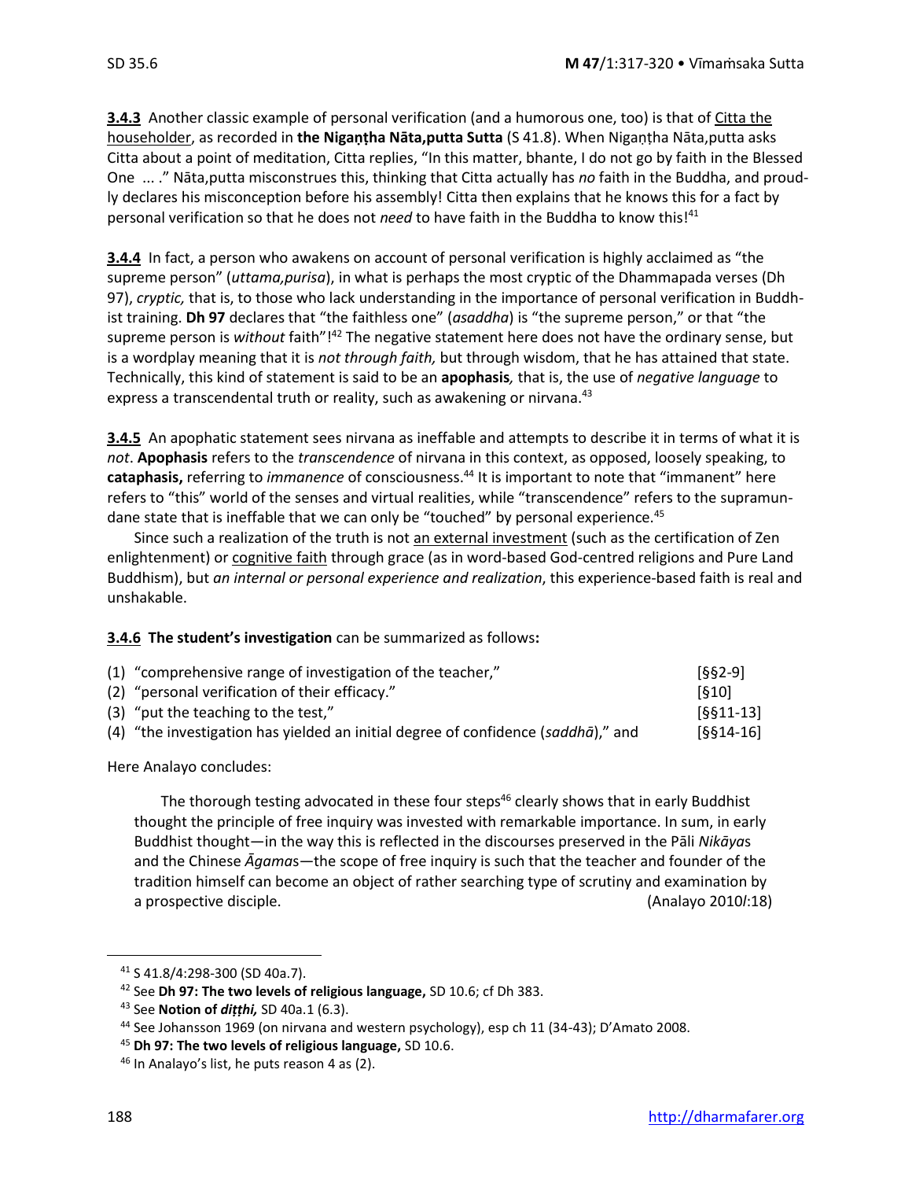**3.4.3** Another classic example of personal verification (and a humorous one, too) is that of Citta the householder, as recorded in **the Nigaṇṭha Nāta,putta Sutta** (S 41.8). When Nigaṇṭha Nāta,putta asks Citta about a point of meditation, Citta replies, "In this matter, bhante, I do not go by faith in the Blessed One ... ." Nāta,putta misconstrues this, thinking that Citta actually has *no* faith in the Buddha, and proudly declares his misconception before his assembly! Citta then explains that he knows this for a fact by personal verification so that he does not *need* to have faith in the Buddha to know this![41]

**3.4.4** In fact, a person who awakens on account of personal verification is highly acclaimed as "the supreme person" (*uttama,purisa*), in what is perhaps the most cryptic of the Dhammapada verses (Dh 97), *cryptic,* that is, to those who lack understanding in the importance of personal verification in Buddhist training. **Dh 97** declares that "the faithless one" (*asaddha*) is "the supreme person," or that "the supreme person is *without* faith"![42] The negative statement here does not have the ordinary sense, but is a wordplay meaning that it is *not through faith,* but through wisdom, that he has attained that state. Technically, this kind of statement is said to be an **apophasis***,* that is, the use of *negative language* to express a transcendental truth or reality, such as awakening or nirvana.[43]

**3.4.5** An apophatic statement sees nirvana as ineffable and attempts to describe it in terms of what it is *not*. **Apophasis** refers to the *transcendence* of nirvana in this context, as opposed, loosely speaking, to **cataphasis,** referring to *immanence* of consciousness.[44] It is important to note that "immanent" here refers to "this" world of the senses and virtual realities, while "transcendence" refers to the supramundane state that is ineffable that we can only be "touched" by personal experience.[45]

Since such a realization of the truth is not an external investment (such as the certification of Zen enlightenment) or cognitive faith through grace (as in word-based God-centred religions and Pure Land Buddhism), but *an internal or personal experience and realization*, this experience-based faith is real and unshakable.

**3.4.6 The student's investigation** can be summarized as follows**:**

| | |
|---|---|
| (1) "comprehensive range of investigation of the teacher," | [§§2-9] |
| (2) "personal verification of their efficacy." | [§10] |
| (3) "put the teaching to the test," | [§§11-13] |
| (4) "the investigation has yielded an initial degree of confidence (*saddhā*)," and | [§§14-16] |

Here Analayo concludes:

> The thorough testing advocated in these four steps[46] clearly shows that in early Buddhist thought the principle of free inquiry was invested with remarkable importance. In sum, in early Buddhist thought—in the way this is reflected in the discourses preserved in the Pāli *Nikāya*s and the Chinese *Āgama*s—the scope of free inquiry is such that the teacher and founder of the tradition himself can become an object of rather searching type of scrutiny and examination by a prospective disciple. (Analayo 2010*l*:18)

---

[41] S 41.8/4:298-300 (SD 40a.7).

[42] See **Dh 97: The two levels of religious language,** SD 10.6; cf Dh 383.

[43] See **Notion of *diṭṭhi,*** SD 40a.1 (6.3).

[44] See Johansson 1969 (on nirvana and western psychology), esp ch 11 (34-43); D'Amato 2008.

[45] **Dh 97: The two levels of religious language,** SD 10.6.

[46] In Analayo's list, he puts reason 4 as (2).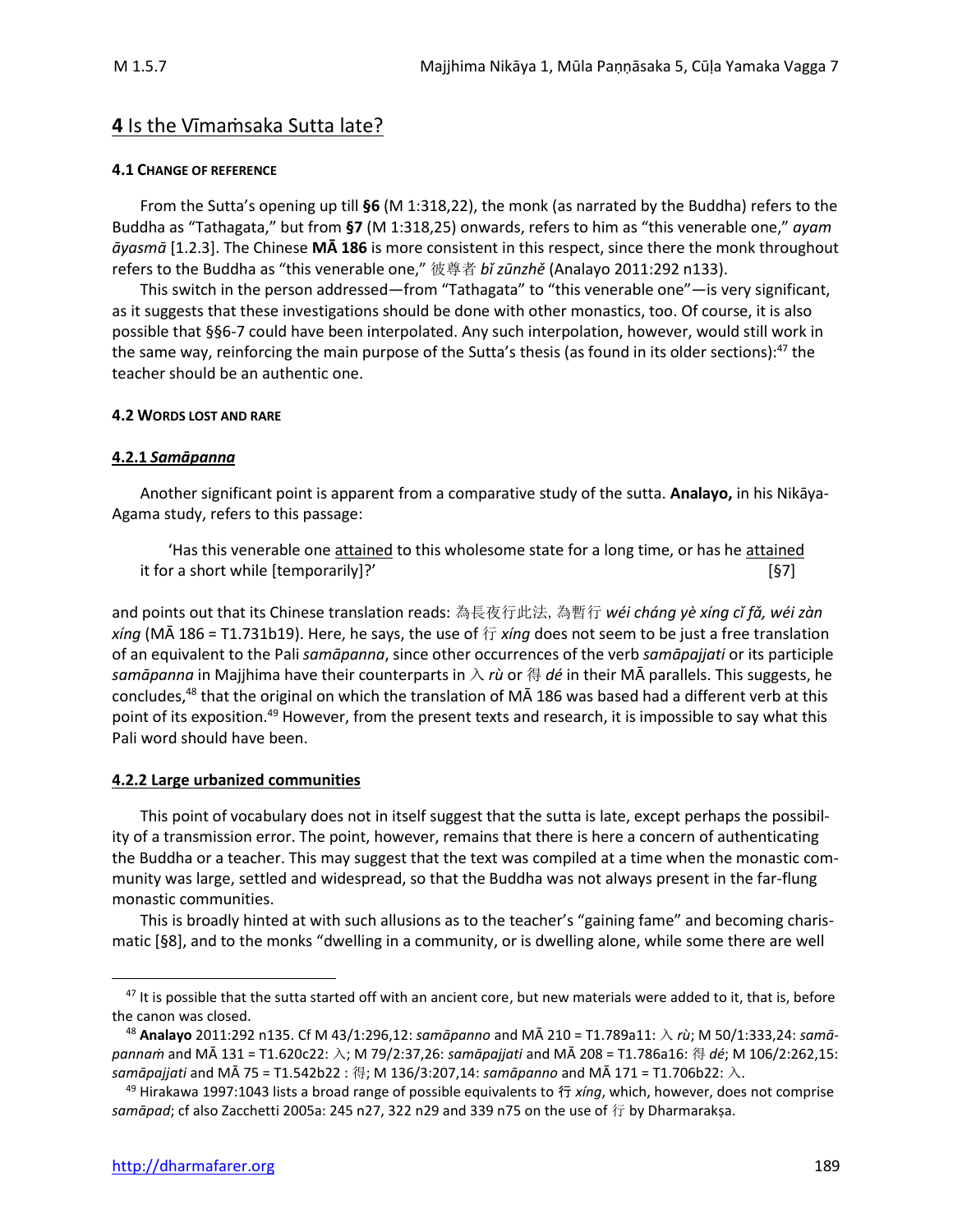## **4** Is the Vīmaṁsaka Sutta late?

#### **4.1 CHANGE OF REFERENCE**

From the Sutta's opening up till **§6** (M 1:318,22), the monk (as narrated by the Buddha) refers to the Buddha as "Tathagata," but from **§7** (M 1:318,25) onwards, refers to him as "this venerable one," *ayam āyasmā* [1.2.3]. The Chinese **MĀ 186** is more consistent in this respect, since there the monk throughout refers to the Buddha as "this venerable one," 彼尊者 *bǐ zūnzhě* (Analayo 2011:292 n133).

This switch in the person addressed—from "Tathagata" to "this venerable one"—is very significant, as it suggests that these investigations should be done with other monastics, too. Of course, it is also possible that §§6-7 could have been interpolated. Any such interpolation, however, would still work in the same way, reinforcing the main purpose of the Sutta's thesis (as found in its older sections):[47] the teacher should be an authentic one.

#### **4.2 WORDS LOST AND RARE**

#### **4.2.1** ***Samāpanna***

Another significant point is apparent from a comparative study of the sutta. **Analayo,** in his Nikāya-Agama study, refers to this passage:

> 'Has this venerable one attained to this wholesome state for a long time, or has he attained it for a short while [temporarily]?' [§7]

and points out that its Chinese translation reads: 為長夜行此法, 為暫行 *wéi cháng yè xíng cǐ fǎ, wéi zàn xíng* (MĀ 186 = T1.731b19). Here, he says, the use of 行 *xíng* does not seem to be just a free translation of an equivalent to the Pali *samāpanna*, since other occurrences of the verb *samāpajjati* or its participle *samāpanna* in Majjhima have their counterparts in 入 *rù* or 得 *dé* in their MĀ parallels. This suggests, he concludes,[48] that the original on which the translation of MĀ 186 was based had a different verb at this point of its exposition.[49] However, from the present texts and research, it is impossible to say what this Pali word should have been.

#### **4.2.2 Large urbanized communities**

This point of vocabulary does not in itself suggest that the sutta is late, except perhaps the possibility of a transmission error. The point, however, remains that there is here a concern of authenticating the Buddha or a teacher. This may suggest that the text was compiled at a time when the monastic community was large, settled and widespread, so that the Buddha was not always present in the far-flung monastic communities.

This is broadly hinted at with such allusions as to the teacher's "gaining fame" and becoming charismatic [§8], and to the monks "dwelling in a community, or is dwelling alone, while some there are well

---

[47] It is possible that the sutta started off with an ancient core, but new materials were added to it, that is, before the canon was closed.

[48] **Analayo** 2011:292 n135. Cf M 43/1:296,12: *samāpanno* and MĀ 210 = T1.789a11: 入 *rù*; M 50/1:333,24: *samāpannaṁ* and MĀ 131 = T1.620c22: 入; M 79/2:37,26: *samāpajjati* and MĀ 208 = T1.786a16: 得 *dé*; M 106/2:262,15: *samāpajjati* and MĀ 75 = T1.542b22 : 得; M 136/3:207,14: *samāpanno* and MĀ 171 = T1.706b22: 入.

[49] Hirakawa 1997:1043 lists a broad range of possible equivalents to 行 *xíng*, which, however, does not comprise *samāpad*; cf also Zacchetti 2005a: 245 n27, 322 n29 and 339 n75 on the use of 行 by Dharmarakṣa.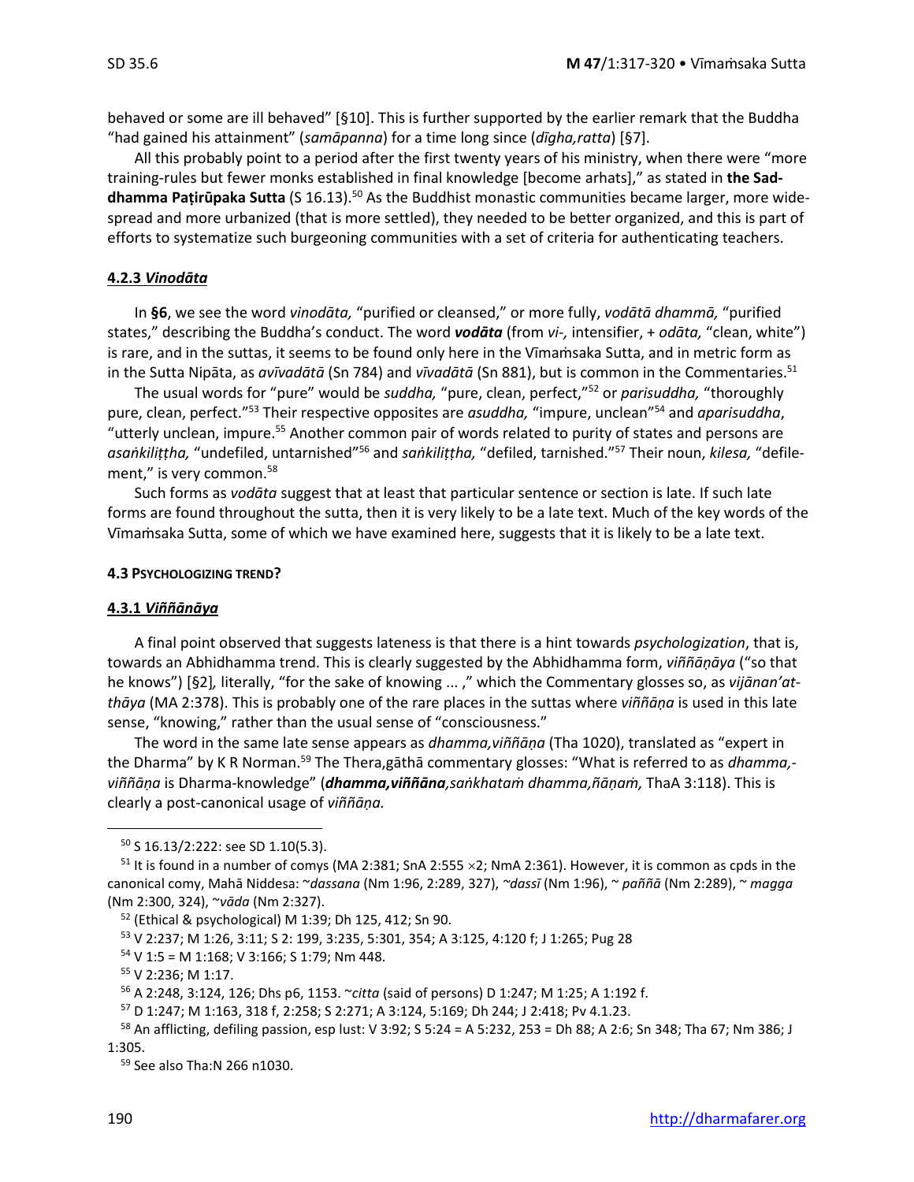behaved or some are ill behaved" [§10]. This is further supported by the earlier remark that the Buddha "had gained his attainment" (*samāpanna*) for a time long since (*dīgha,ratta*) [§7].

All this probably point to a period after the first twenty years of his ministry, when there were "more training-rules but fewer monks established in final knowledge [become arhats]," as stated in **the Saddhamma Paṭirūpaka Sutta** (S 16.13).[50] As the Buddhist monastic communities became larger, more widespread and more urbanized (that is more settled), they needed to be better organized, and this is part of efforts to systematize such burgeoning communities with a set of criteria for authenticating teachers.

#### 4.2.3 *Vinodāta*

In **§6**, we see the word *vinodāta,* "purified or cleansed," or more fully, *vodātā dhammā,* "purified states," describing the Buddha's conduct. The word ***vodāta*** (from *vi-,* intensifier, + *odāta,* "clean, white") is rare, and in the suttas, it seems to be found only here in the Vīmaṁsaka Sutta, and in metric form as in the Sutta Nipāta, as *avīvadātā* (Sn 784) and *vīvadātā* (Sn 881), but is common in the Commentaries.[51]

The usual words for "pure" would be *suddha,* "pure, clean, perfect,"[52] or *parisuddha,* "thoroughly pure, clean, perfect."[53] Their respective opposites are *asuddha,* "impure, unclean"[54] and *aparisuddha*, "utterly unclean, impure.[55] Another common pair of words related to purity of states and persons are *asaṅkiliṭṭha,* "undefiled, untarnished"[56] and *saṅkiliṭṭha,* "defiled, tarnished."[57] Their noun, *kilesa,* "defilement," is very common.[58]

Such forms as *vodāta* suggest that at least that particular sentence or section is late. If such late forms are found throughout the sutta, then it is very likely to be a late text. Much of the key words of the Vīmaṁsaka Sutta, some of which we have examined here, suggests that it is likely to be a late text.

### 4.3 PSYCHOLOGIZING TREND?

#### 4.3.1 *Viññāṇāya*

A final point observed that suggests lateness is that there is a hint towards *psychologization*, that is, towards an Abhidhamma trend. This is clearly suggested by the Abhidhamma form, *viññāṇāya* ("so that he knows") [§2]*,* literally, "for the sake of knowing ... ," which the Commentary glosses so, as *vijānan'atthāya* (MA 2:378). This is probably one of the rare places in the suttas where *viññāṇa* is used in this late sense, "knowing," rather than the usual sense of "consciousness."

The word in the same late sense appears as *dhamma,viññāṇa* (Tha 1020), translated as "expert in the Dharma" by K R Norman.[59] The Thera,gāthā commentary glosses: "What is referred to as *dhamma,viññāṇa* is Dharma-knowledge" (***dhamma,viññāna****,saṅkhataṁ dhamma,ñāṇaṁ,* ThaA 3:118). This is clearly a post-canonical usage of *viññāṇa.*

---

[50] S 16.13/2:222: see SD 1.10(5.3).

[51] It is found in a number of comys (MA 2:381; SnA 2:555 ×2; NmA 2:361). However, it is common as cpds in the canonical comy, Mahā Niddesa: ~*dassana* (Nm 1:96, 2:289, 327), ~*dassī* (Nm 1:96), ~ *paññā* (Nm 2:289), ~ *magga* (Nm 2:300, 324), ~*vāda* (Nm 2:327).

[52] (Ethical & psychological) M 1:39; Dh 125, 412; Sn 90.

[53] V 2:237; M 1:26, 3:11; S 2: 199, 3:235, 5:301, 354; A 3:125, 4:120 f; J 1:265; Pug 28

[54] V 1:5 = M 1:168; V 3:166; S 1:79; Nm 448.

[55] V 2:236; M 1:17.

[56] A 2:248, 3:124, 126; Dhs p6, 1153. ~*citta* (said of persons) D 1:247; M 1:25; A 1:192 f.

[57] D 1:247; M 1:163, 318 f, 2:258; S 2:271; A 3:124, 5:169; Dh 244; J 2:418; Pv 4.1.23.

[58] An afflicting, defiling passion, esp lust: V 3:92; S 5:24 = A 5:232, 253 = Dh 88; A 2:6; Sn 348; Tha 67; Nm 386; J 1:305.

[59] See also Tha:N 266 n1030.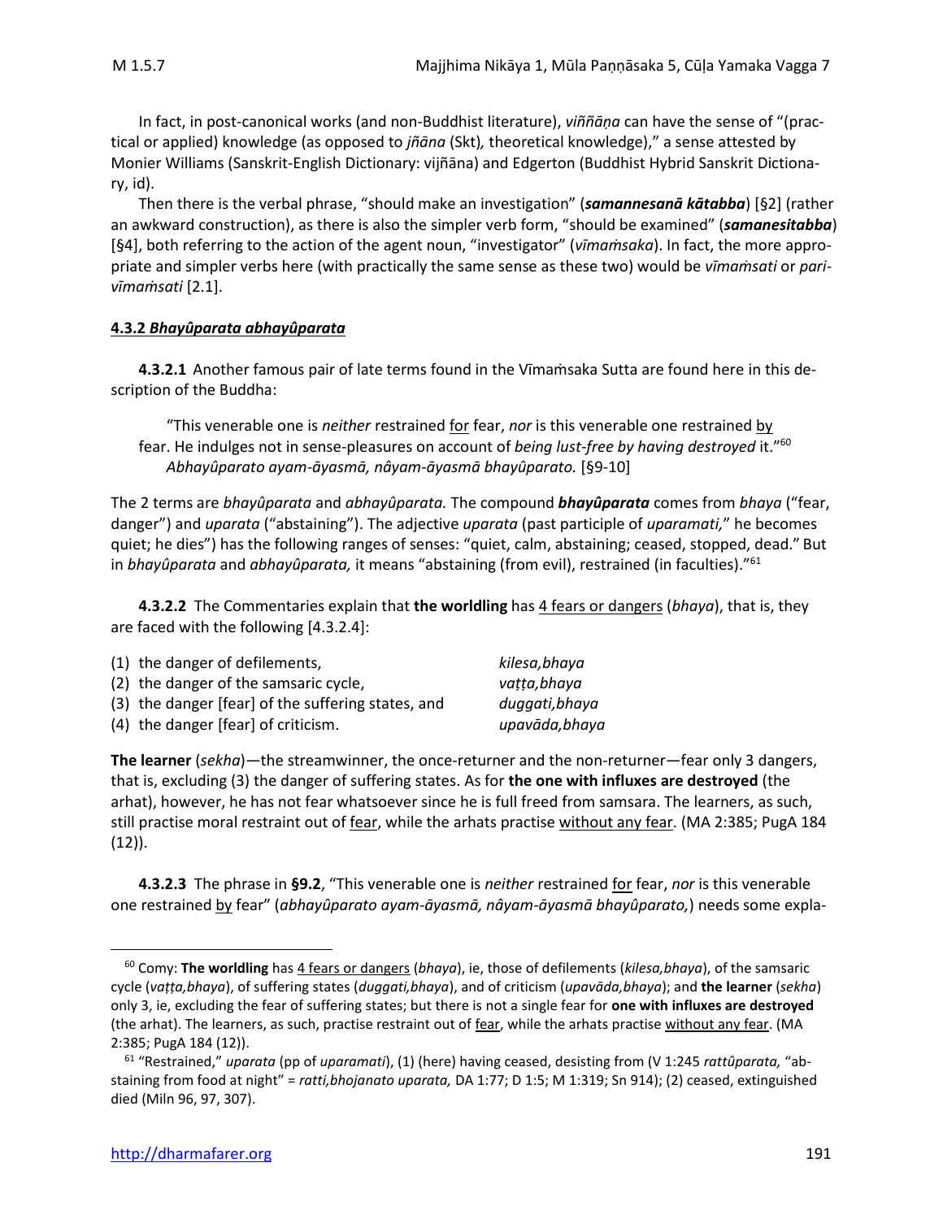In fact, in post-canonical works (and non-Buddhist literature), *viññāṇa* can have the sense of "(practical or applied) knowledge (as opposed to *jñāna* (Skt)*,* theoretical knowledge)," a sense attested by Monier Williams (Sanskrit-English Dictionary: vijñāna) and Edgerton (Buddhist Hybrid Sanskrit Dictionary, id).

Then there is the verbal phrase, "should make an investigation" (***samannesanā kātabba***) [§2] (rather an awkward construction), as there is also the simpler verb form, "should be examined" (***samanesitabba***) [§4], both referring to the action of the agent noun, "investigator" (*vīmaṁsaka*). In fact, the more appropriate and simpler verbs here (with practically the same sense as these two) would be *vīmaṁsati* or *parivīmaṁsati* [2.1].

#### 4.3.2 *Bhayûparata abhayûparata*

**4.3.2.1** Another famous pair of late terms found in the Vīmaṁsaka Sutta are found here in this description of the Buddha:

> "This venerable one is *neither* restrained for fear, *nor* is this venerable one restrained by fear. He indulges not in sense-pleasures on account of *being lust-free by having destroyed* it."[60]
> *Abhayûparato ayam-āyasmā, nâyam-āyasmā bhayûparato.* [§9-10]

The 2 terms are *bhayûparata* and *abhayûparata.* The compound ***bhayûparata*** comes from *bhaya* ("fear, danger") and *uparata* ("abstaining"). The adjective *uparata* (past participle of *uparamati,*" he becomes quiet; he dies") has the following ranges of senses: "quiet, calm, abstaining; ceased, stopped, dead." But in *bhayûparata* and *abhayûparata,* it means "abstaining (from evil), restrained (in faculties)."[61]

**4.3.2.2** The Commentaries explain that **the worldling** has 4 fears or dangers (*bhaya*), that is, they are faced with the following [4.3.2.4]:

| | |
|---|---|
| (1) the danger of defilements, | *kilesa,bhaya* |
| (2) the danger of the samsaric cycle, | *vaṭṭa,bhaya* |
| (3) the danger [fear] of the suffering states, and | *duggati,bhaya* |
| (4) the danger [fear] of criticism. | *upavāda,bhaya* |

**The learner** (*sekha*)—the streamwinner, the once-returner and the non-returner—fear only 3 dangers, that is, excluding (3) the danger of suffering states. As for **the one with influxes are destroyed** (the arhat), however, he has not fear whatsoever since he is full freed from samsara. The learners, as such, still practise moral restraint out of fear, while the arhats practise without any fear. (MA 2:385; PugA 184 (12)).

**4.3.2.3** The phrase in **§9.2**, "This venerable one is *neither* restrained for fear, *nor* is this venerable one restrained by fear" (*abhayûparato ayam-āyasmā, nâyam-āyasmā bhayûparato,*) needs some expla-

---

[60] Comy: **The worldling** has 4 fears or dangers (*bhaya*), ie, those of defilements (*kilesa,bhaya*), of the samsaric cycle (*vaṭṭa,bhaya*), of suffering states (*duggati,bhaya*), and of criticism (*upavāda,bhaya*); and **the learner** (*sekha*) only 3, ie, excluding the fear of suffering states; but there is not a single fear for **one with influxes are destroyed** (the arhat). The learners, as such, practise restraint out of fear, while the arhats practise without any fear. (MA 2:385; PugA 184 (12)).

[61] "Restrained," *uparata* (pp of *uparamati*), (1) (here) having ceased, desisting from (V 1:245 *rattûparata,* "abstaining from food at night" = *ratti,bhojanato uparata,* DA 1:77; D 1:5; M 1:319; Sn 914); (2) ceased, extinguished died (Miln 96, 97, 307).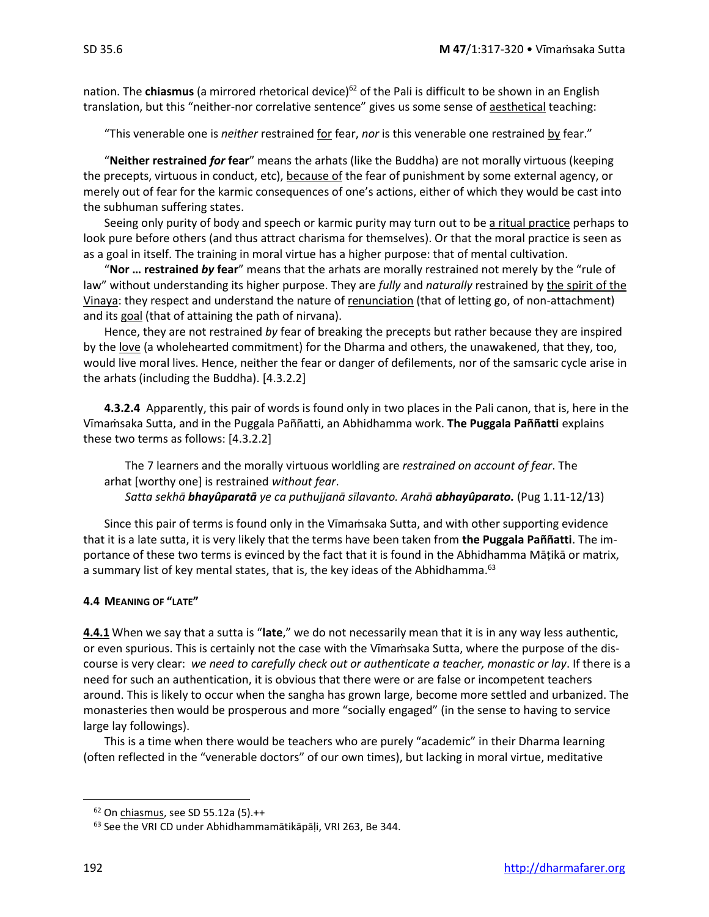nation. The **chiasmus** (a mirrored rhetorical device)[62] of the Pali is difficult to be shown in an English translation, but this "neither-nor correlative sentence" gives us some sense of aesthetical teaching:

> "This venerable one is *neither* restrained for fear, *nor* is this venerable one restrained by fear."

"**Neither restrained *for* fear**" means the arhats (like the Buddha) are not morally virtuous (keeping the precepts, virtuous in conduct, etc), because of the fear of punishment by some external agency, or merely out of fear for the karmic consequences of one's actions, either of which they would be cast into the subhuman suffering states.

Seeing only purity of body and speech or karmic purity may turn out to be a ritual practice perhaps to look pure before others (and thus attract charisma for themselves). Or that the moral practice is seen as as a goal in itself. The training in moral virtue has a higher purpose: that of mental cultivation.

"**Nor … restrained *by* fear**" means that the arhats are morally restrained not merely by the "rule of law" without understanding its higher purpose. They are *fully* and *naturally* restrained by the spirit of the Vinaya: they respect and understand the nature of renunciation (that of letting go, of non-attachment) and its goal (that of attaining the path of nirvana).

Hence, they are not restrained *by* fear of breaking the precepts but rather because they are inspired by the love (a wholehearted commitment) for the Dharma and others, the unawakened, that they, too, would live moral lives. Hence, neither the fear or danger of defilements, nor of the samsaric cycle arise in the arhats (including the Buddha). [4.3.2.2]

**4.3.2.4** Apparently, this pair of words is found only in two places in the Pali canon, that is, here in the Vīmaṁsaka Sutta, and in the Puggala Paññatti, an Abhidhamma work. **The Puggala Paññatti** explains these two terms as follows: [4.3.2.2]

> The 7 learners and the morally virtuous worldling are *restrained on account of fear*. The arhat [worthy one] is restrained *without fear*.
> *Satta sekhā **bhayûparatā** ye ca puthujjanā sīlavanto. Arahā **abhayûparato.*** (Pug 1.11-12/13)

Since this pair of terms is found only in the Vīmaṁsaka Sutta, and with other supporting evidence that it is a late sutta, it is very likely that the terms have been taken from **the Puggala Paññatti**. The importance of these two terms is evinced by the fact that it is found in the Abhidhamma Māṭikā or matrix, a summary list of key mental states, that is, the key ideas of the Abhidhamma.[63]

#### 4.4 MEANING OF "LATE"

**4.4.1** When we say that a sutta is "**late**," we do not necessarily mean that it is in any way less authentic, or even spurious. This is certainly not the case with the Vīmaṁsaka Sutta, where the purpose of the discourse is very clear: *we need to carefully check out or authenticate a teacher, monastic or lay*. If there is a need for such an authentication, it is obvious that there were or are false or incompetent teachers around. This is likely to occur when the sangha has grown large, become more settled and urbanized. The monasteries then would be prosperous and more "socially engaged" (in the sense to having to service large lay followings).

This is a time when there would be teachers who are purely "academic" in their Dharma learning (often reflected in the "venerable doctors" of our own times), but lacking in moral virtue, meditative

---

[62] On chiasmus, see SD 55.12a (5).++

[63] See the VRI CD under Abhidhammamātikāpāḷi, VRI 263, Be 344.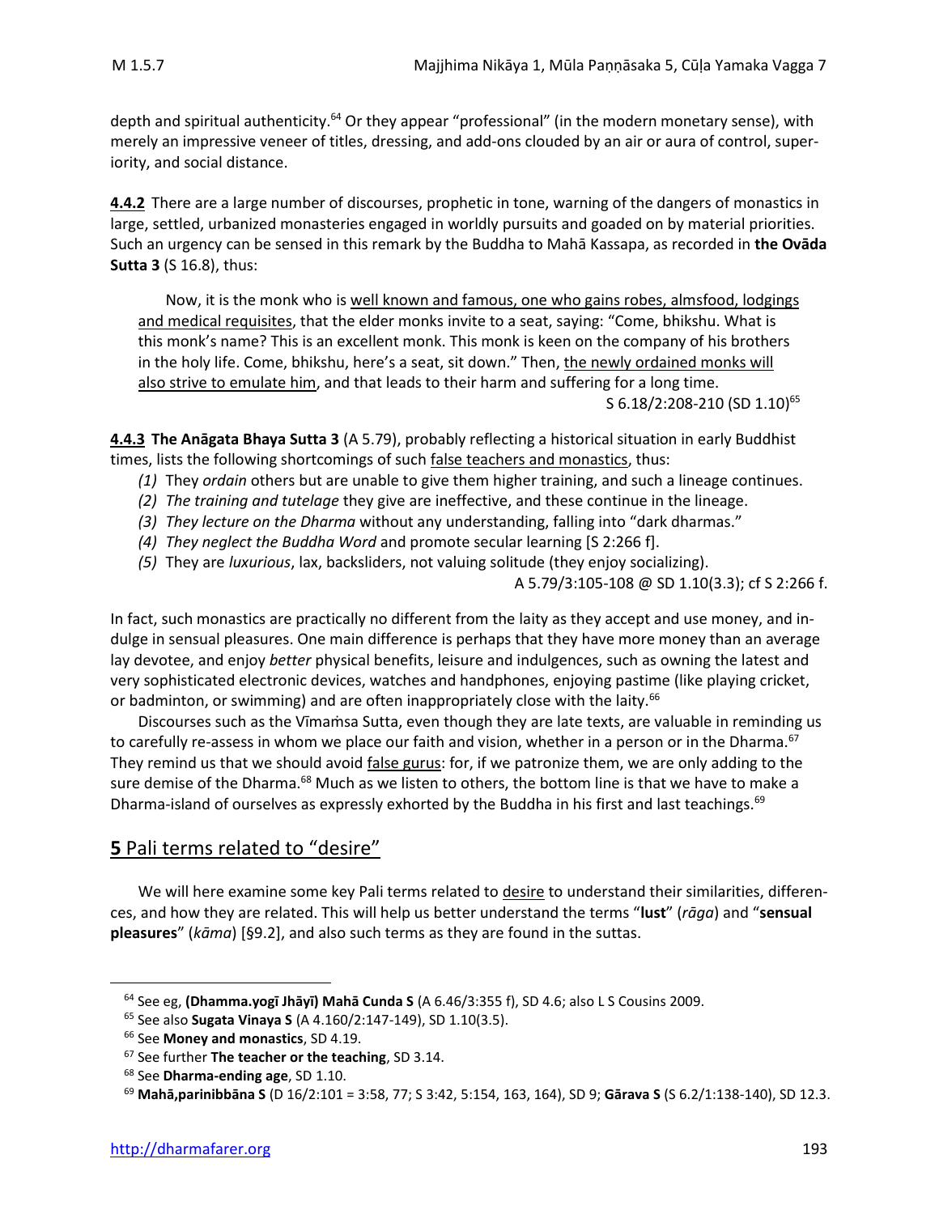depth and spiritual authenticity.[64] Or they appear "professional" (in the modern monetary sense), with merely an impressive veneer of titles, dressing, and add-ons clouded by an air or aura of control, superiority, and social distance.

**4.4.2** There are a large number of discourses, prophetic in tone, warning of the dangers of monastics in large, settled, urbanized monasteries engaged in worldly pursuits and goaded on by material priorities. Such an urgency can be sensed in this remark by the Buddha to Mahā Kassapa, as recorded in **the Ovāda Sutta 3** (S 16.8), thus:

> Now, it is the monk who is well known and famous, one who gains robes, almsfood, lodgings and medical requisites, that the elder monks invite to a seat, saying: "Come, bhikshu. What is this monk's name? This is an excellent monk. This monk is keen on the company of his brothers in the holy life. Come, bhikshu, here's a seat, sit down." Then, the newly ordained monks will also strive to emulate him, and that leads to their harm and suffering for a long time.
>
> S 6.18/2:208-210 (SD 1.10)[65]

**4.4.3** **The Anāgata Bhaya Sutta 3** (A 5.79), probably reflecting a historical situation in early Buddhist times, lists the following shortcomings of such false teachers and monastics, thus:

*(1)* They *ordain* others but are unable to give them higher training, and such a lineage continues.
*(2)* *The training and tutelage* they give are ineffective, and these continue in the lineage.
*(3)* *They lecture on the Dharma* without any understanding, falling into "dark dharmas."
*(4)* *They neglect the Buddha Word* and promote secular learning [S 2:266 f].
*(5)* They are *luxurious*, lax, backsliders, not valuing solitude (they enjoy socializing).

A 5.79/3:105-108 @ SD 1.10(3.3); cf S 2:266 f.

In fact, such monastics are practically no different from the laity as they accept and use money, and indulge in sensual pleasures. One main difference is perhaps that they have more money than an average lay devotee, and enjoy *better* physical benefits, leisure and indulgences, such as owning the latest and very sophisticated electronic devices, watches and handphones, enjoying pastime (like playing cricket, or badminton, or swimming) and are often inappropriately close with the laity.[66]

Discourses such as the Vīmaṁsa Sutta, even though they are late texts, are valuable in reminding us to carefully re-assess in whom we place our faith and vision, whether in a person or in the Dharma.[67] They remind us that we should avoid false gurus: for, if we patronize them, we are only adding to the sure demise of the Dharma.[68] Much as we listen to others, the bottom line is that we have to make a Dharma-island of ourselves as expressly exhorted by the Buddha in his first and last teachings.[69]

## 5 Pali terms related to "desire"

We will here examine some key Pali terms related to desire to understand their similarities, differences, and how they are related. This will help us better understand the terms "**lust**" (*rāga*) and "**sensual pleasures**" (*kāma*) [§9.2], and also such terms as they are found in the suttas.

---

[64] See eg, **(Dhamma.yogī Jhāyī) Mahā Cunda S** (A 6.46/3:355 f), SD 4.6; also L S Cousins 2009.

[65] See also **Sugata Vinaya S** (A 4.160/2:147-149), SD 1.10(3.5).

[66] See **Money and monastics**, SD 4.19.

[67] See further **The teacher or the teaching**, SD 3.14.

[68] See **Dharma-ending age**, SD 1.10.

[69] **Mahā,parinibbāna S** (D 16/2:101 = 3:58, 77; S 3:42, 5:154, 163, 164), SD 9; **Gārava S** (S 6.2/1:138-140), SD 12.3.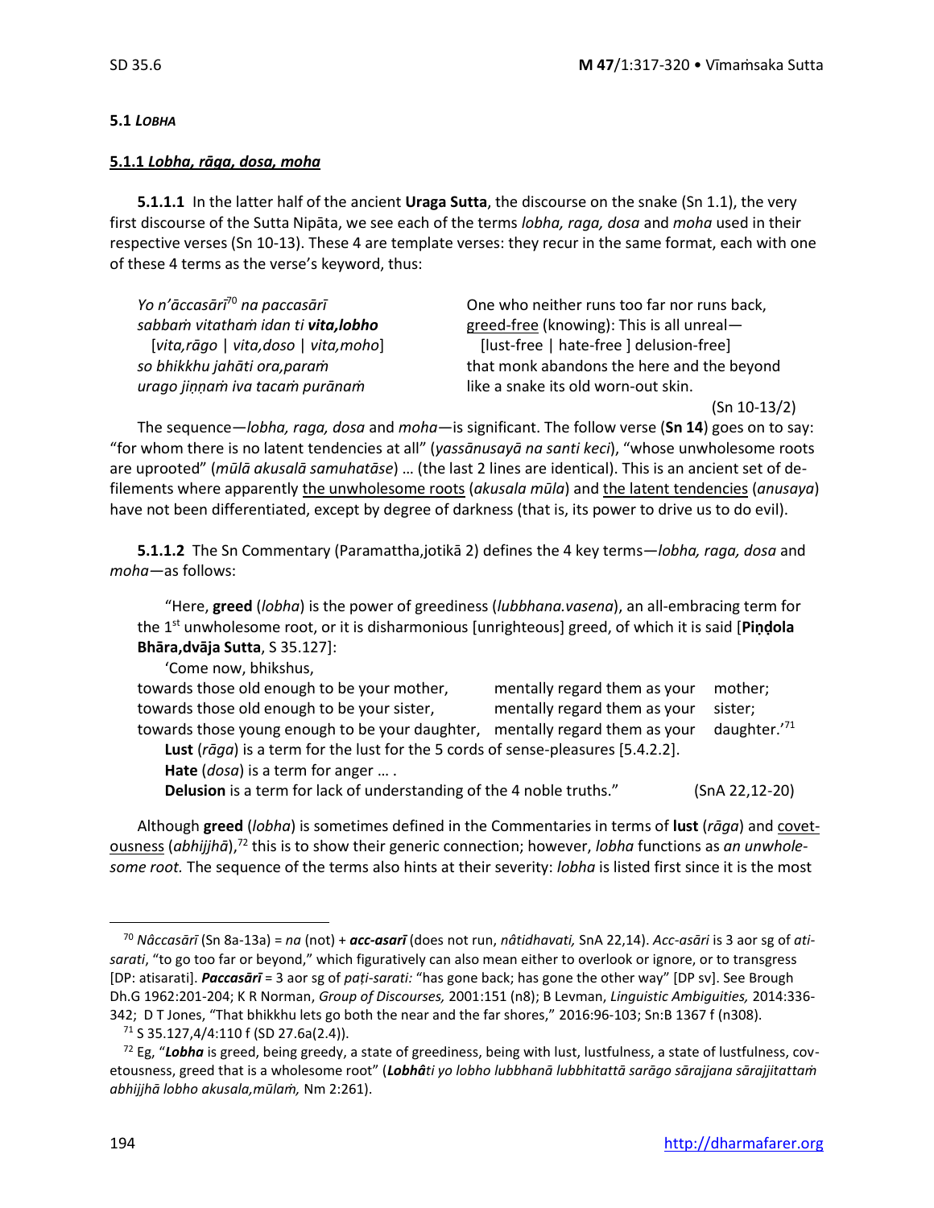**5.1 *LOBHA***

**5.1.1 *Lobha, rāga, dosa, moha***

**5.1.1.1** In the latter half of the ancient **Uraga Sutta**, the discourse on the snake (Sn 1.1), the very first discourse of the Sutta Nipāta, we see each of the terms *lobha, raga, dosa* and *moha* used in their respective verses (Sn 10-13). These 4 are template verses: they recur in the same format, each with one of these 4 terms as the verse's keyword, thus:

| | |
|---|---|
| *Yo n'āccasārī*[70] *na paccasārī* | One who neither runs too far nor runs back, |
| *sabbaṁ vitathaṁ idan ti **vita,lobho*** | greed-free (knowing): This is all unreal— |
| [*vita,rāgo* \| *vita,doso* \| *vita,moho*] | [lust-free \| hate-free ] delusion-free] |
| *so bhikkhu jahāti ora,paraṁ* | that monk abandons the here and the beyond |
| *urago jiṇṇaṁ iva tacaṁ purānaṁ* | like a snake its old worn-out skin. |
| | (Sn 10-13/2) |

The sequence—*lobha, raga, dosa* and *moha*—is significant. The follow verse (**Sn 14**) goes on to say: "for whom there is no latent tendencies at all" (*yassānusayā na santi keci*), "whose unwholesome roots are uprooted" (*mūlā akusalā samuhatāse*) … (the last 2 lines are identical). This is an ancient set of defilements where apparently the unwholesome roots (*akusala mūla*) and the latent tendencies (*anusaya*) have not been differentiated, except by degree of darkness (that is, its power to drive us to do evil).

**5.1.1.2** The Sn Commentary (Paramattha,jotikā 2) defines the 4 key terms—*lobha, raga, dosa* and *moha*—as follows:

> "Here, **greed** (*lobha*) is the power of greediness (*lubbhana.vasena*), an all-embracing term for the 1st unwholesome root, or it is disharmonious [unrighteous] greed, of which it is said [**Piṇḍola Bhāra,dvāja Sutta**, S 35.127]:
>
> 'Come now, bhikshus,
>
> towards those old enough to be your mother, mentally regard them as your mother;
> towards those old enough to be your sister, mentally regard them as your sister;
> towards those young enough to be your daughter, mentally regard them as your daughter.'[71]
>
> **Lust** (*rāga*) is a term for the lust for the 5 cords of sense-pleasures [5.4.2.2].
>
> **Hate** (*dosa*) is a term for anger … .
>
> **Delusion** is a term for lack of understanding of the 4 noble truths." (SnA 22,12-20)

Although **greed** (*lobha*) is sometimes defined in the Commentaries in terms of **lust** (*rāga*) and covetousness (*abhijjhā*),[72] this is to show their generic connection; however, *lobha* functions as *an unwholesome root.* The sequence of the terms also hints at their severity: *lobha* is listed first since it is the most

---

[70] *Nâccasārī* (Sn 8a-13a) = *na* (not) + ***acc-asarī*** (does not run, *nâtidhavati,* SnA 22,14). *Acc-asāri* is 3 aor sg of *atisarati*, "to go too far or beyond," which figuratively can also mean either to overlook or ignore, or to transgress [DP: atisarati]. ***Paccasārī*** = 3 aor sg of *paṭi-sarati:* "has gone back; has gone the other way" [DP sv]. See Brough Dh.G 1962:201-204; K R Norman, *Group of Discourses,* 2001:151 (n8); B Levman, *Linguistic Ambiguities,* 2014:336-342; D T Jones, "That bhikkhu lets go both the near and the far shores," 2016:96-103; Sn:B 1367 f (n308).

[71] S 35.127,4/4:110 f (SD 27.6a(2.4)).

[72] Eg, "***Lobha*** is greed, being greedy, a state of greediness, being with lust, lustfulness, a state of lustfulness, covetousness, greed that is a wholesome root" (***Lobhâ****ti yo lobho lubbhanā lubbhitattā sarāgo sārajjana sārajjitattaṁ abhijjhā lobho akusala,mūlaṁ,* Nm 2:261).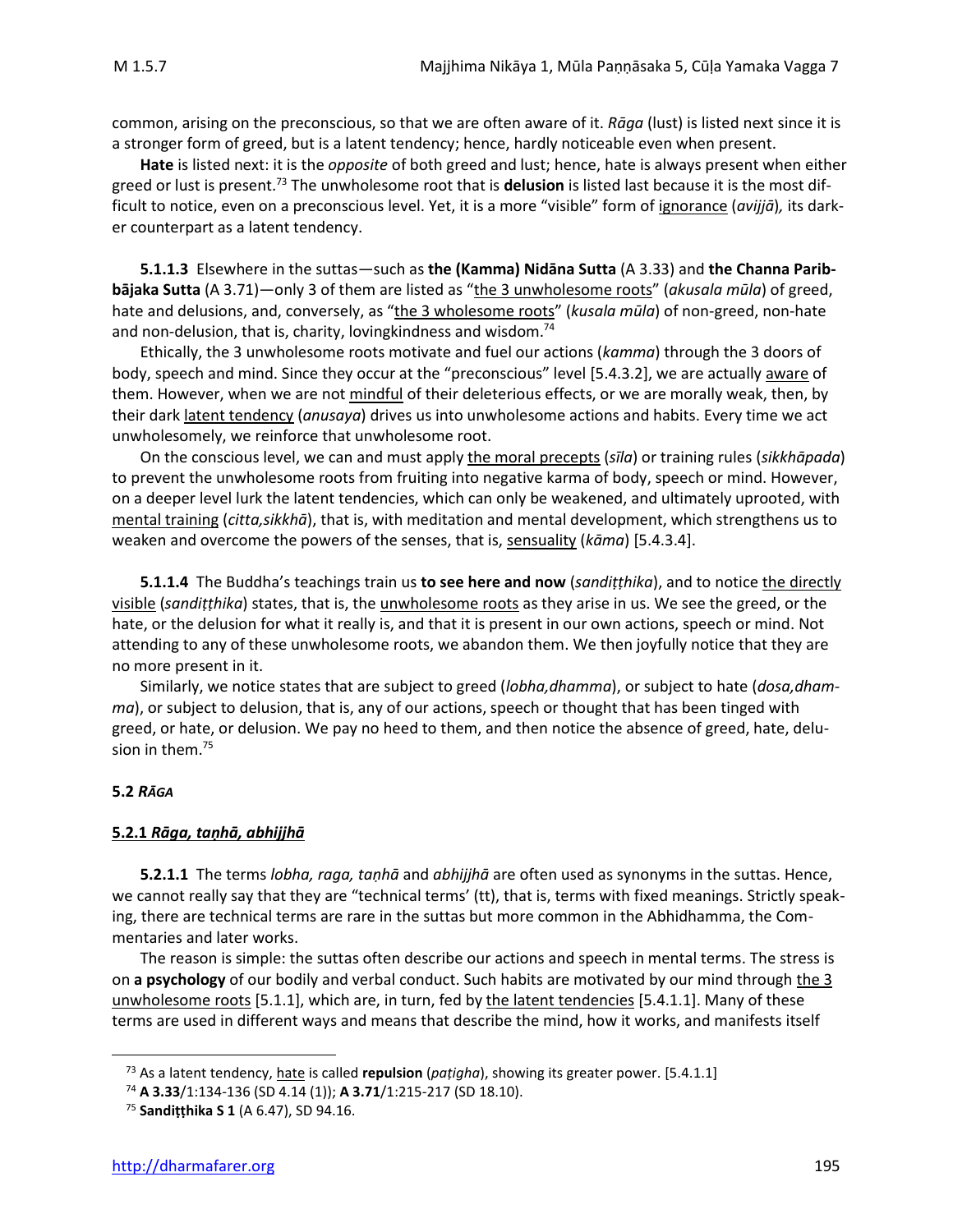common, arising on the preconscious, so that we are often aware of it. *Rāga* (lust) is listed next since it is a stronger form of greed, but is a latent tendency; hence, hardly noticeable even when present.

**Hate** is listed next: it is the *opposite* of both greed and lust; hence, hate is always present when either greed or lust is present.[73] The unwholesome root that is **delusion** is listed last because it is the most difficult to notice, even on a preconscious level. Yet, it is a more "visible" form of ignorance (*avijjā*), its darker counterpart as a latent tendency.

**5.1.1.3** Elsewhere in the suttas—such as **the (Kamma) Nidāna Sutta** (A 3.33) and **the Channa Paribbājaka Sutta** (A 3.71)—only 3 of them are listed as "the 3 unwholesome roots" (*akusala mūla*) of greed, hate and delusions, and, conversely, as "the 3 wholesome roots" (*kusala mūla*) of non-greed, non-hate and non-delusion, that is, charity, lovingkindness and wisdom.[74]

Ethically, the 3 unwholesome roots motivate and fuel our actions (*kamma*) through the 3 doors of body, speech and mind. Since they occur at the "preconscious" level [5.4.3.2], we are actually aware of them. However, when we are not mindful of their deleterious effects, or we are morally weak, then, by their dark latent tendency (*anusaya*) drives us into unwholesome actions and habits. Every time we act unwholesomely, we reinforce that unwholesome root.

On the conscious level, we can and must apply the moral precepts (*sīla*) or training rules (*sikkhāpada*) to prevent the unwholesome roots from fruiting into negative karma of body, speech or mind. However, on a deeper level lurk the latent tendencies, which can only be weakened, and ultimately uprooted, with mental training (*citta,sikkhā*), that is, with meditation and mental development, which strengthens us to weaken and overcome the powers of the senses, that is, sensuality (*kāma*) [5.4.3.4].

**5.1.1.4** The Buddha's teachings train us **to see here and now** (*sandiṭṭhika*), and to notice the directly visible (*sandiṭṭhika*) states, that is, the unwholesome roots as they arise in us. We see the greed, or the hate, or the delusion for what it really is, and that it is present in our own actions, speech or mind. Not attending to any of these unwholesome roots, we abandon them. We then joyfully notice that they are no more present in it.

Similarly, we notice states that are subject to greed (*lobha,dhamma*), or subject to hate (*dosa,dhamma*), or subject to delusion, that is, any of our actions, speech or thought that has been tinged with greed, or hate, or delusion. We pay no heed to them, and then notice the absence of greed, hate, delusion in them.[75]

## 5.2 *RĀGA*

### 5.2.1 *Rāga, taṇhā, abhijjhā*

**5.2.1.1** The terms *lobha, raga, taṇhā* and *abhijjhā* are often used as synonyms in the suttas. Hence, we cannot really say that they are "technical terms' (tt), that is, terms with fixed meanings. Strictly speaking, there are technical terms are rare in the suttas but more common in the Abhidhamma, the Commentaries and later works.

The reason is simple: the suttas often describe our actions and speech in mental terms. The stress is on **a psychology** of our bodily and verbal conduct. Such habits are motivated by our mind through the 3 unwholesome roots [5.1.1], which are, in turn, fed by the latent tendencies [5.4.1.1]. Many of these terms are used in different ways and means that describe the mind, how it works, and manifests itself

---

[73] As a latent tendency, hate is called **repulsion** (*paṭigha*), showing its greater power. [5.4.1.1]

[74] **A 3.33**/1:134-136 (SD 4.14 (1)); **A 3.71**/1:215-217 (SD 18.10).

[75] **Sandiṭṭhika S 1** (A 6.47), SD 94.16.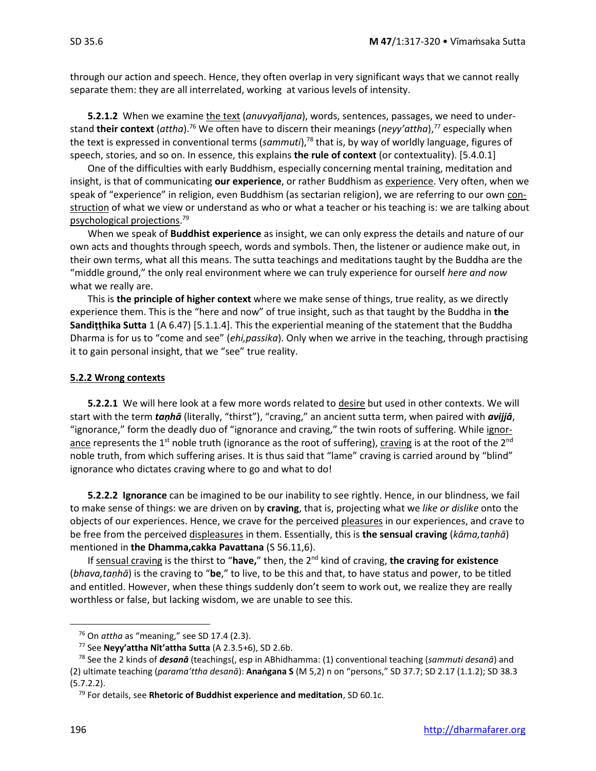through our action and speech. Hence, they often overlap in very significant ways that we cannot really separate them: they are all interrelated, working at various levels of intensity.

**5.2.1.2** When we examine the text (*anuvyañjana*), words, sentences, passages, we need to understand **their context** (*attha*).[76] We often have to discern their meanings (*neyy'attha*),[77] especially when the text is expressed in conventional terms (*sammuti*),[78] that is, by way of worldly language, figures of speech, stories, and so on. In essence, this explains **the rule of context** (or contextuality). [5.4.0.1]

One of the difficulties with early Buddhism, especially concerning mental training, meditation and insight, is that of communicating **our experience**, or rather Buddhism as experience. Very often, when we speak of "experience" in religion, even Buddhism (as sectarian religion), we are referring to our own construction of what we view or understand as who or what a teacher or his teaching is: we are talking about psychological projections.[79]

When we speak of **Buddhist experience** as insight, we can only express the details and nature of our own acts and thoughts through speech, words and symbols. Then, the listener or audience make out, in their own terms, what all this means. The sutta teachings and meditations taught by the Buddha are the "middle ground," the only real environment where we can truly experience for ourself *here and now* what we really are.

This is **the principle of higher context** where we make sense of things, true reality, as we directly experience them. This is the "here and now" of true insight, such as that taught by the Buddha in **the Sandiṭṭhika Sutta** 1 (A 6.47) [5.1.1.4]. This the experiential meaning of the statement that the Buddha Dharma is for us to "come and see" (*ehi,passika*). Only when we arrive in the teaching, through practising it to gain personal insight, that we "see" true reality.

**5.2.2 Wrong contexts**

**5.2.2.1** We will here look at a few more words related to desire but used in other contexts. We will start with the term ***taṇhā*** (literally, "thirst"), "craving," an ancient sutta term, when paired with ***avijjā***, "ignorance," form the deadly duo of "ignorance and craving," the twin roots of suffering. While ignorance represents the 1st noble truth (ignorance as the root of suffering), craving is at the root of the 2nd noble truth, from which suffering arises. It is thus said that "lame" craving is carried around by "blind" ignorance who dictates craving where to go and what to do!

**5.2.2.2 Ignorance** can be imagined to be our inability to see rightly. Hence, in our blindness, we fail to make sense of things: we are driven on by **craving**, that is, projecting what we *like or dislike* onto the objects of our experiences. Hence, we crave for the perceived pleasures in our experiences, and crave to be free from the perceived displeasures in them. Essentially, this is **the sensual craving** (*kāma,taṇhā*) mentioned in **the Dhamma,cakka Pavattana** (S 56.11,6).

If sensual craving is the thirst to "**have,**" then, the 2nd kind of craving, **the craving for existence** (*bhava,taṇhā*) is the craving to "**be**," to live, to be this and that, to have status and power, to be titled and entitled. However, when these things suddenly don't seem to work out, we realize they are really worthless or false, but lacking wisdom, we are unable to see this.

---

[76] On *attha* as "meaning," see SD 17.4 (2.3).

[77] See **Neyy'attha Nīt'attha Sutta** (A 2.3.5+6), SD 2.6b.

[78] See the 2 kinds of ***desanā*** (teachings(, esp in ABhidhamma: (1) conventional teaching (*sammuti desanā*) and (2) ultimate teaching (*parama'ttha desanā*): **Anaṅgana S** (M 5,2) n on "persons," SD 37.7; SD 2.17 (1.1.2); SD 38.3 (5.7.2.2).

[79] For details, see **Rhetoric of Buddhist experience and meditation**, SD 60.1c.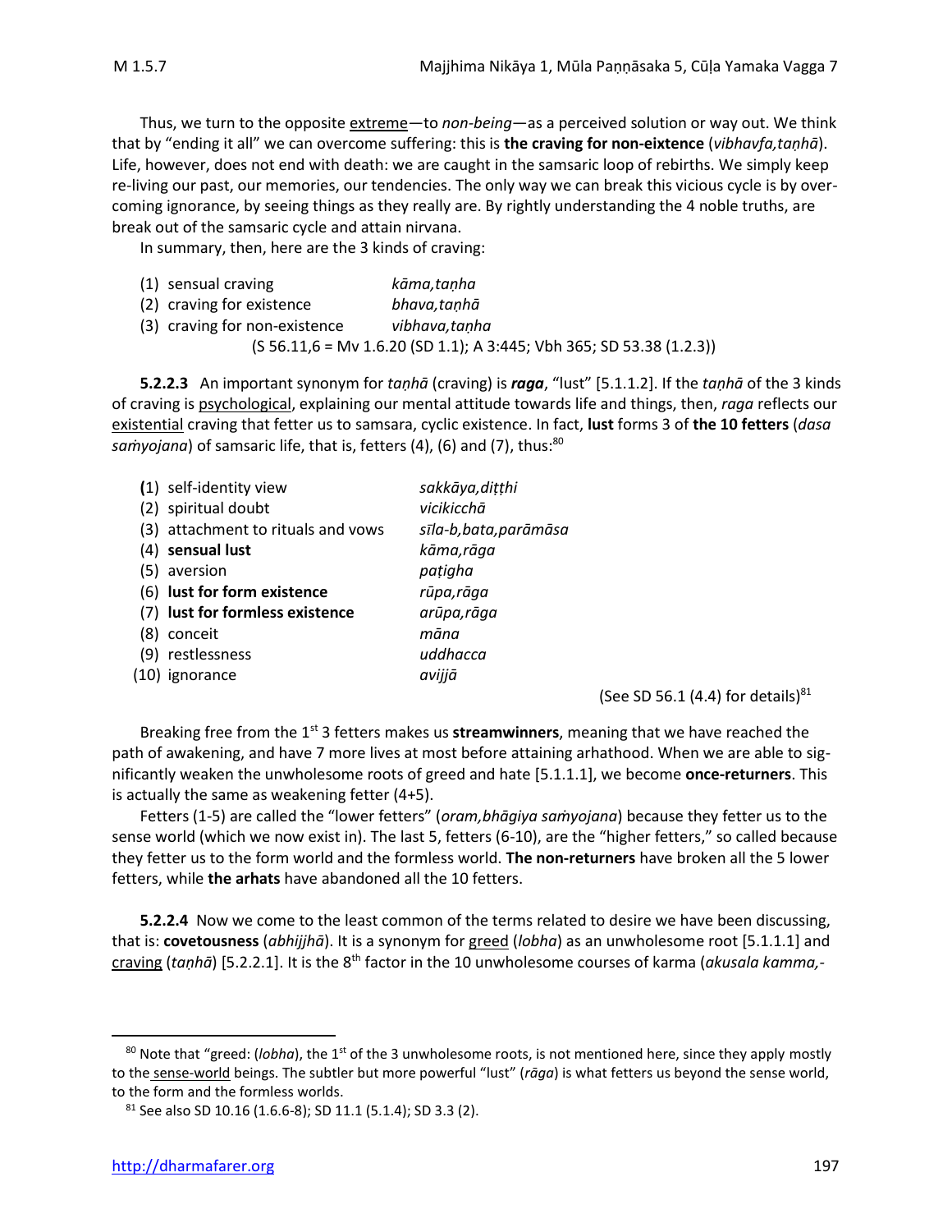Thus, we turn to the opposite extreme—to *non-being*—as a perceived solution or way out. We think that by "ending it all" we can overcome suffering: this is **the craving for non-eixtence** (*vibhavfa,taṇhā*). Life, however, does not end with death: we are caught in the samsaric loop of rebirths. We simply keep re-living our past, our memories, our tendencies. The only way we can break this vicious cycle is by overcoming ignorance, by seeing things as they really are. By rightly understanding the 4 noble truths, are break out of the samsaric cycle and attain nirvana.

In summary, then, here are the 3 kinds of craving:

(1) sensual craving — *kāma,taṇha*
(2) craving for existence — *bhava,taṇhā*
(3) craving for non-existence — *vibhava,taṇha*

(S 56.11,6 = Mv 1.6.20 (SD 1.1); A 3:445; Vbh 365; SD 53.38 (1.2.3))

**5.2.2.3** An important synonym for *taṇhā* (craving) is ***raga***, "lust" [5.1.1.2]. If the *taṇhā* of the 3 kinds of craving is psychological, explaining our mental attitude towards life and things, then, *raga* reflects our existential craving that fetter us to samsara, cyclic existence. In fact, **lust** forms 3 of **the 10 fetters** (*dasa saṁyojana*) of samsaric life, that is, fetters (4), (6) and (7), thus:[80]

(1) self-identity view — *sakkāya,diṭṭhi*
(2) spiritual doubt — *vicikicchā*
(3) attachment to rituals and vows — *sīla-b,bata,parāmāsa*
(4) **sensual lust** — *kāma,rāga*
(5) aversion — *paṭigha*
(6) **lust for form existence** — *rūpa,rāga*
(7) **lust for formless existence** — *arūpa,rāga*
(8) conceit — *māna*
(9) restlessness — *uddhacca*
(10) ignorance — *avijjā*

(See SD 56.1 (4.4) for details)[81]

Breaking free from the 1st 3 fetters makes us **streamwinners**, meaning that we have reached the path of awakening, and have 7 more lives at most before attaining arhathood. When we are able to significantly weaken the unwholesome roots of greed and hate [5.1.1.1], we become **once-returners**. This is actually the same as weakening fetter (4+5).

Fetters (1-5) are called the "lower fetters" (*oram,bhāgiya saṁyojana*) because they fetter us to the sense world (which we now exist in). The last 5, fetters (6-10), are the "higher fetters," so called because they fetter us to the form world and the formless world. **The non-returners** have broken all the 5 lower fetters, while **the arhats** have abandoned all the 10 fetters.

**5.2.2.4** Now we come to the least common of the terms related to desire we have been discussing, that is: **covetousness** (*abhijjhā*). It is a synonym for greed (*lobha*) as an unwholesome root [5.1.1.1] and craving (*taṇhā*) [5.2.2.1]. It is the 8th factor in the 10 unwholesome courses of karma (*akusala kamma,-*

---

[80] Note that "greed: (*lobha*), the 1st of the 3 unwholesome roots, is not mentioned here, since they apply mostly to the sense-world beings. The subtler but more powerful "lust" (*rāga*) is what fetters us beyond the sense world, to the form and the formless worlds.

[81] See also SD 10.16 (1.6.6-8); SD 11.1 (5.1.4); SD 3.3 (2).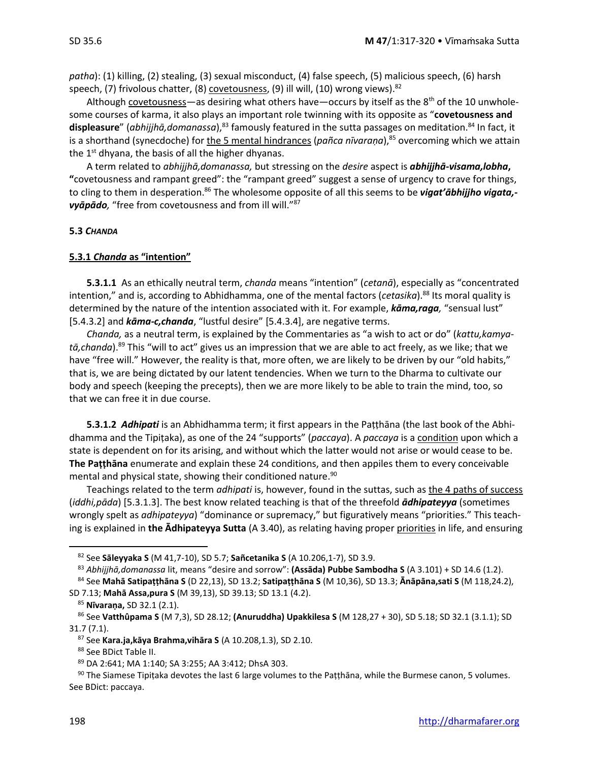*patha*): (1) killing, (2) stealing, (3) sexual misconduct, (4) false speech, (5) malicious speech, (6) harsh speech, (7) frivolous chatter, (8) covetousness, (9) ill will, (10) wrong views).[82]

Although covetousness—as desiring what others have—occurs by itself as the 8th of the 10 unwholesome courses of karma, it also plays an important role twinning with its opposite as "**covetousness and displeasure**" (*abhijjhā,domanassa*),[83] famously featured in the sutta passages on meditation.[84] In fact, it is a shorthand (synecdoche) for the 5 mental hindrances (*pañca nīvaraṇa*),[85] overcoming which we attain the 1st dhyana, the basis of all the higher dhyanas.

A term related to *abhijjhā,domanassa,* but stressing on the *desire* aspect is ***abhijjhā-visama,lobha*,** "covetousness and rampant greed": the "rampant greed" suggest a sense of urgency to crave for things, to cling to them in desperation.[86] The wholesome opposite of all this seems to be ***vigat'ābhijjho vigata,-vyāpādo,*** "free from covetousness and from ill will."[87]

#### 5.3 *CHANDA*

#### 5.3.1 *Chanda* as "intention"

**5.3.1.1** As an ethically neutral term, *chanda* means "intention" (*cetanā*), especially as "concentrated intention," and is, according to Abhidhamma, one of the mental factors (*cetasika*).[88] Its moral quality is determined by the nature of the intention associated with it. For example, ***kāma,raga,*** "sensual lust" [5.4.3.2] and ***kāma-c,chanda***, "lustful desire" [5.4.3.4], are negative terms.

*Chanda,* as a neutral term, is explained by the Commentaries as "a wish to act or do" (*kattu,kamya-tā,chanda*).[89] This "will to act" gives us an impression that we are able to act freely, as we like; that we have "free will." However, the reality is that, more often, we are likely to be driven by our "old habits," that is, we are being dictated by our latent tendencies. When we turn to the Dharma to cultivate our body and speech (keeping the precepts), then we are more likely to be able to train the mind, too, so that we can free it in due course.

**5.3.1.2** ***Adhipati*** is an Abhidhamma term; it first appears in the Paṭṭhāna (the last book of the Abhidhamma and the Tipiṭaka), as one of the 24 "supports" (*paccaya*). A *paccaya* is a condition upon which a state is dependent on for its arising, and without which the latter would not arise or would cease to be. **The Paṭṭhāna** enumerate and explain these 24 conditions, and then appiles them to every conceivable mental and physical state, showing their conditioned nature.[90]

Teachings related to the term *adhipati* is, however, found in the suttas, such as the 4 paths of success (*iddhi,pāda*) [5.3.1.3]. The best know related teaching is that of the threefold ***ādhipateyya*** (sometimes wrongly spelt as *adhipateyya*) "dominance or supremacy," but figuratively means "priorities." This teaching is explained in **the Ādhipateyya Sutta** (A 3.40), as relating having proper priorities in life, and ensuring

---

[82] See **Sāleyyaka S** (M 41,7-10), SD 5.7; **Sañcetanika S** (A 10.206,1-7), SD 3.9.

[83] *Abhijjhā,domanassa* lit, means "desire and sorrow": **(Assāda) Pubbe Sambodha S** (A 3.101) + SD 14.6 (1.2).

[84] See **Mahā Satipaṭṭhāna S** (D 22,13), SD 13.2; **Satipaṭṭhāna S** (M 10,36), SD 13.3; **Ānāpāna,sati S** (M 118,24.2), SD 7.13; **Mahā Assa,pura S** (M 39,13), SD 39.13; SD 13.1 (4.2).

[85] **Nīvaraṇa,** SD 32.1 (2.1).

[86] See **Vatthûpama S** (M 7,3), SD 28.12; **(Anuruddha) Upakkilesa S** (M 128,27 + 30), SD 5.18; SD 32.1 (3.1.1); SD 31.7 (7.1).

[87] See **Kara.ja,kāya Brahma,vihāra S** (A 10.208,1.3), SD 2.10.

[88] See BDict Table II.

[89] DA 2:641; MA 1:140; SA 3:255; AA 3:412; DhsA 303.

[90] The Siamese Tipiṭaka devotes the last 6 large volumes to the Paṭṭhāna, while the Burmese canon, 5 volumes. See BDict: paccaya.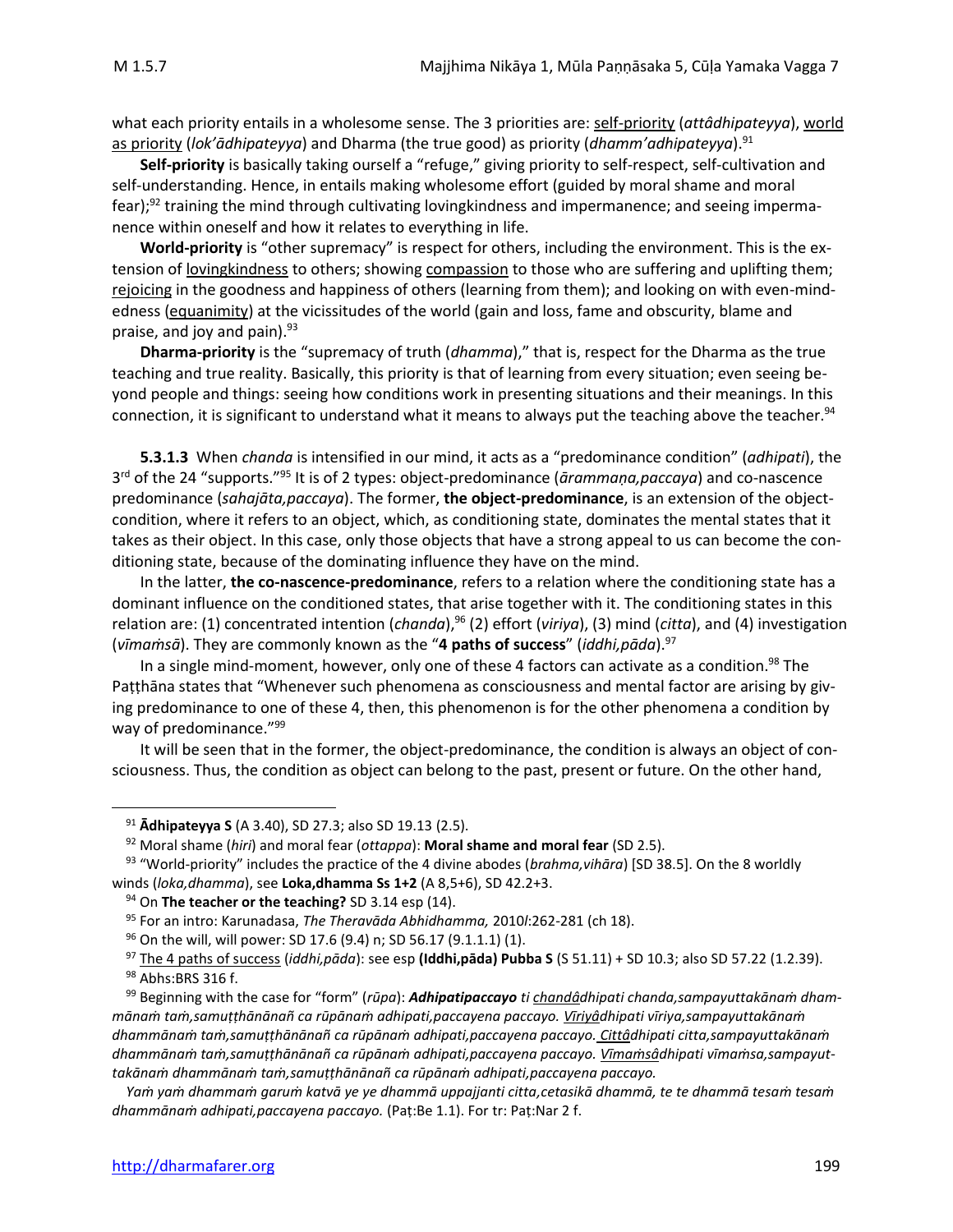what each priority entails in a wholesome sense. The 3 priorities are: <u>self-priority</u> (*attâdhipateyya*), <u>world as priority</u> (*lok'ādhipateyya*) and Dharma (the true good) as priority (*dhamm'adhipateyya*).[91]

**Self-priority** is basically taking ourself a "refuge," giving priority to self-respect, self-cultivation and self-understanding. Hence, in entails making wholesome effort (guided by moral shame and moral fear);[92] training the mind through cultivating lovingkindness and impermanence; and seeing impermanence within oneself and how it relates to everything in life.

**World-priority** is "other supremacy" is respect for others, including the environment. This is the extension of <u>lovingkindness</u> to others; showing <u>compassion</u> to those who are suffering and uplifting them; <u>rejoicing</u> in the goodness and happiness of others (learning from them); and looking on with even-mindedness (<u>equanimity</u>) at the vicissitudes of the world (gain and loss, fame and obscurity, blame and praise, and joy and pain).[93]

**Dharma-priority** is the "supremacy of truth (*dhamma*)," that is, respect for the Dharma as the true teaching and true reality. Basically, this priority is that of learning from every situation; even seeing beyond people and things: seeing how conditions work in presenting situations and their meanings. In this connection, it is significant to understand what it means to always put the teaching above the teacher.[94]

**5.3.1.3** When *chanda* is intensified in our mind, it acts as a "predominance condition" (*adhipati*), the 3rd of the 24 "supports."[95] It is of 2 types: object-predominance (*ārammaṇa,paccaya*) and co-nascence predominance (*sahajāta,paccaya*). The former, **the object-predominance**, is an extension of the object-condition, where it refers to an object, which, as conditioning state, dominates the mental states that it takes as their object. In this case, only those objects that have a strong appeal to us can become the conditioning state, because of the dominating influence they have on the mind.

In the latter, **the co-nascence-predominance**, refers to a relation where the conditioning state has a dominant influence on the conditioned states, that arise together with it. The conditioning states in this relation are: (1) concentrated intention (*chanda*),[96] (2) effort (*viriya*), (3) mind (*citta*), and (4) investigation (*vīmaṁsā*). They are commonly known as the "**4 paths of success**" (*iddhi,pāda*).[97]

In a single mind-moment, however, only one of these 4 factors can activate as a condition.[98] The Paṭṭhāna states that "Whenever such phenomena as consciousness and mental factor are arising by giving predominance to one of these 4, then, this phenomenon is for the other phenomena a condition by way of predominance."[99]

It will be seen that in the former, the object-predominance, the condition is always an object of consciousness. Thus, the condition as object can belong to the past, present or future. On the other hand,

---

[91] **Ādhipateyya S** (A 3.40), SD 27.3; also SD 19.13 (2.5).

[92] Moral shame (*hiri*) and moral fear (*ottappa*): **Moral shame and moral fear** (SD 2.5).

[93] "World-priority" includes the practice of the 4 divine abodes (*brahma,vihāra*) [SD 38.5]. On the 8 worldly winds (*loka,dhamma*), see **Loka,dhamma Ss 1+2** (A 8,5+6), SD 42.2+3.

[94] On **The teacher or the teaching?** SD 3.14 esp (14).

[95] For an intro: Karunadasa, *The Theravāda Abhidhamma,* 2010*l*:262-281 (ch 18).

[96] On the will, will power: SD 17.6 (9.4) n; SD 56.17 (9.1.1.1) (1).

[97] <u>The 4 paths of success</u> (*iddhi,pāda*): see esp **(Iddhi,pāda) Pubba S** (S 51.11) + SD 10.3; also SD 57.22 (1.2.39).

[98] Abhs:BRS 316 f.

[99] Beginning with the case for "form" (*rūpa*): ***Adhipatipaccayo*** *ti* <u>*chandâ*</u>*dhipati chanda,sampayuttakānaṁ dhammānaṁ taṁ,samuṭṭhānānañ ca rūpānaṁ adhipati,paccayena paccayo.* <u>*Vīriyâ*</u>*dhipati vīriya,sampayuttakānaṁ dhammānaṁ taṁ,samuṭṭhānānañ ca rūpānaṁ adhipati,paccayena paccayo.* <u>*Cittâ*</u>*dhipati citta,sampayuttakānaṁ dhammānaṁ taṁ,samuṭṭhānānañ ca rūpānaṁ adhipati,paccayena paccayo.* <u>*Vīmaṁsâ*</u>*dhipati vīmaṁsa,sampayuttakānaṁ dhammānaṁ taṁ,samuṭṭhānānañ ca rūpānaṁ adhipati,paccayena paccayo.*

*Yaṁ yaṁ dhammaṁ garuṁ katvā ye ye dhammā uppajjanti citta,cetasikā dhammā, te te dhammā tesaṁ tesaṁ dhammānaṁ adhipati,paccayena paccayo.* (Paṭ:Be 1.1). For tr: Paṭ:Nar 2 f.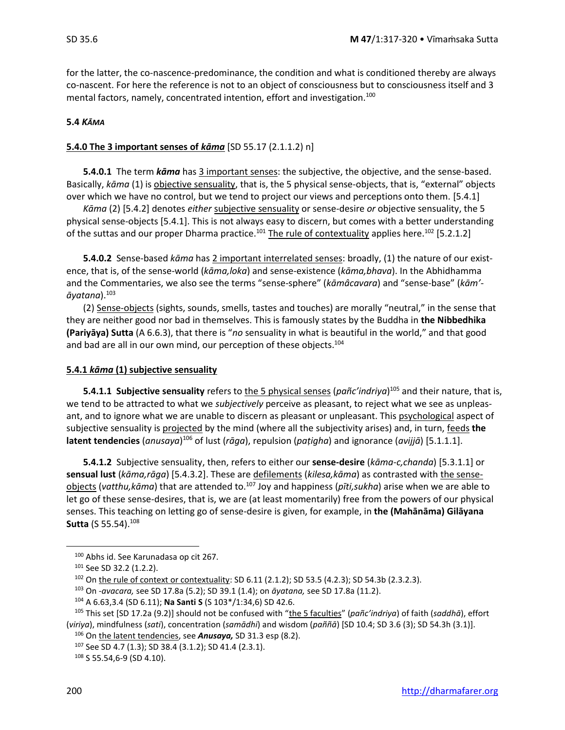for the latter, the co-nascence-predominance, the condition and what is conditioned thereby are always co-nascent. For here the reference is not to an object of consciousness but to consciousness itself and 3 mental factors, namely, concentrated intention, effort and investigation.[100]

### 5.4 *KĀMA*

#### 5.4.0 The 3 important senses of *kāma* [SD 55.17 (2.1.1.2) n]

**5.4.0.1** The term ***kāma*** has 3 important senses: the subjective, the objective, and the sense-based. Basically, *kāma* (1) is objective sensuality, that is, the 5 physical sense-objects, that is, "external" objects over which we have no control, but we tend to project our views and perceptions onto them. [5.4.1]

*Kāma* (2) [5.4.2] denotes *either* subjective sensuality or sense-desire *or* objective sensuality, the 5 physical sense-objects [5.4.1]. This is not always easy to discern, but comes with a better understanding of the suttas and our proper Dharma practice.[101] The rule of contextuality applies here.[102] [5.2.1.2]

**5.4.0.2** Sense-based *kāma* has 2 important interrelated senses: broadly, (1) the nature of our existence, that is, of the sense-world (*kāma,loka*) and sense-existence (*kāma,bhava*). In the Abhidhamma and the Commentaries, we also see the terms "sense-sphere" (*kāmâcavara*) and "sense-base" (*kām'-āyatana*).[103]

(2) Sense-objects (sights, sounds, smells, tastes and touches) are morally "neutral," in the sense that they are neither good nor bad in themselves. This is famously states by the Buddha in **the Nibbedhika (Pariyāya) Sutta** (A 6.6.3), that there is "*no* sensuality in what is beautiful in the world," and that good and bad are all in our own mind, our perception of these objects.[104]

#### 5.4.1 *kāma* (1) subjective sensuality

**5.4.1.1 Subjective sensuality** refers to the 5 physical senses (*pañc'indriya*)[105] and their nature, that is, we tend to be attracted to what we *subjectively* perceive as pleasant, to reject what we see as unpleasant, and to ignore what we are unable to discern as pleasant or unpleasant. This psychological aspect of subjective sensuality is projected by the mind (where all the subjectivity arises) and, in turn, feeds **the latent tendencies** (*anusaya*)[106] of lust (*rāga*), repulsion (*paṭigha*) and ignorance (*avijjā*) [5.1.1.1].

**5.4.1.2** Subjective sensuality, then, refers to either our **sense-desire** (*kāma-c,chanda*) [5.3.1.1] or **sensual lust** (*kāma,rāga*) [5.4.3.2]. These are defilements (*kilesa,kāma*) as contrasted with the sense-objects (*vatthu,kāma*) that are attended to.[107] Joy and happiness (*pīti,sukha*) arise when we are able to let go of these sense-desires, that is, we are (at least momentarily) free from the powers of our physical senses. This teaching on letting go of sense-desire is given, for example, in **the (Mahānāma) Gilāyana Sutta** (S 55.54).[108]

---

[100] Abhs id. See Karunadasa op cit 267.

[101] See SD 32.2 (1.2.2).

[102] On the rule of context or contextuality: SD 6.11 (2.1.2); SD 53.5 (4.2.3); SD 54.3b (2.3.2.3).

[103] On *-avacara,* see SD 17.8a (5.2); SD 39.1 (1.4); on *āyatana,* see SD 17.8a (11.2).

[104] A 6.63,3.4 (SD 6.11); **Na Santi S** (S 103*/1:34,6) SD 42.6.

[105] This set [SD 17.2a (9.2)] should not be confused with "the 5 faculties" (*pañc'indriya*) of faith (*saddhā*), effort (*viriya*), mindfulness (*sati*), concentration (*samādhi*) and wisdom (*paññā*) [SD 10.4; SD 3.6 (3); SD 54.3h (3.1)].

[106] On the latent tendencies, see ***Anusaya,*** SD 31.3 esp (8.2).

[107] See SD 4.7 (1.3); SD 38.4 (3.1.2); SD 41.4 (2.3.1).

[108] S 55.54,6-9 (SD 4.10).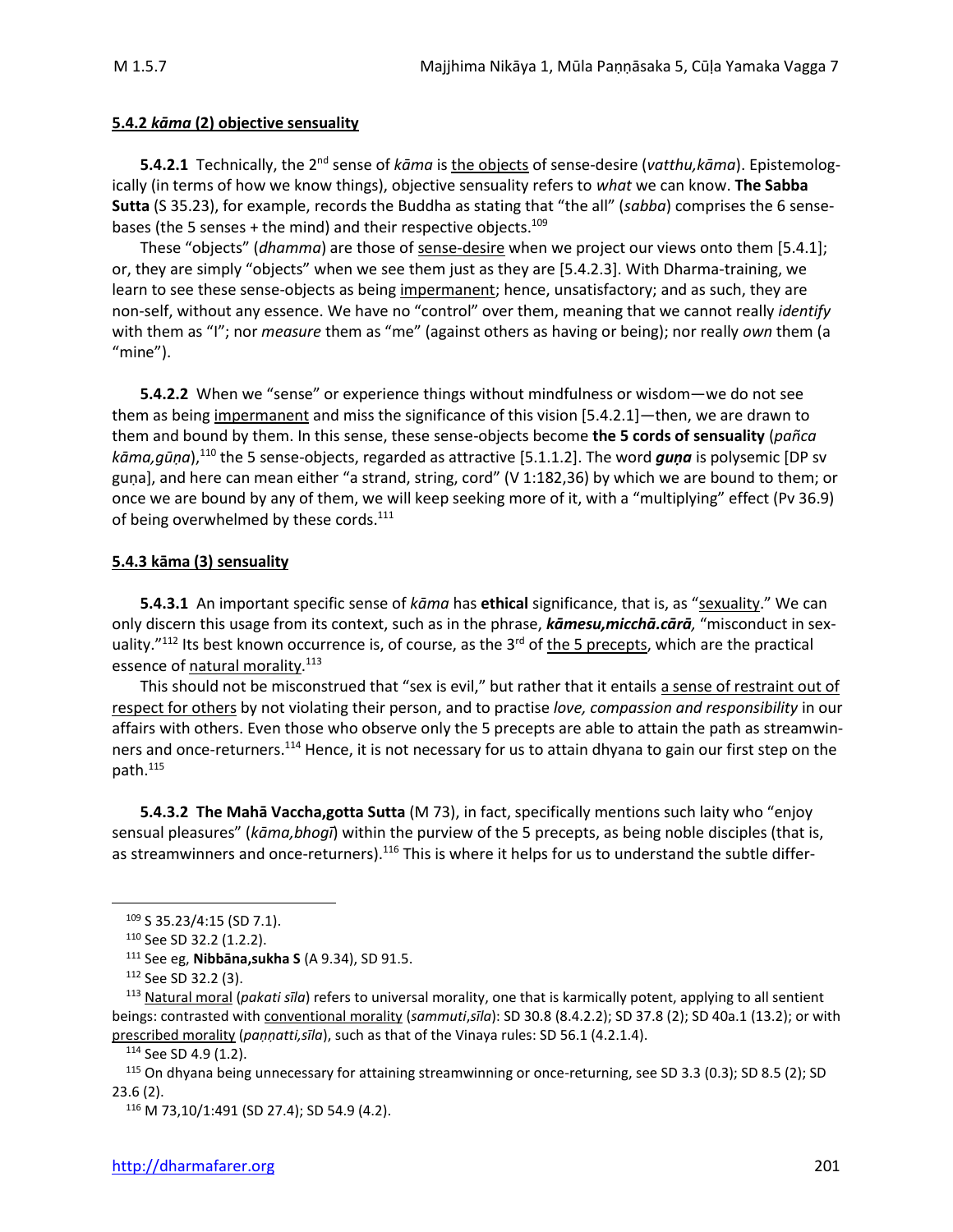**5.4.2 *kāma* (2) objective sensuality**

**5.4.2.1** Technically, the 2nd sense of *kāma* is the objects of sense-desire (*vatthu,kāma*). Epistemologically (in terms of how we know things), objective sensuality refers to *what* we can know. **The Sabba Sutta** (S 35.23), for example, records the Buddha as stating that "the all" (*sabba*) comprises the 6 sense-bases (the 5 senses + the mind) and their respective objects.[109]

These "objects" (*dhamma*) are those of sense-desire when we project our views onto them [5.4.1]; or, they are simply "objects" when we see them just as they are [5.4.2.3]. With Dharma-training, we learn to see these sense-objects as being impermanent; hence, unsatisfactory; and as such, they are non-self, without any essence. We have no "control" over them, meaning that we cannot really *identify* with them as "I"; nor *measure* them as "me" (against others as having or being); nor really *own* them (a "mine").

**5.4.2.2** When we "sense" or experience things without mindfulness or wisdom—we do not see them as being impermanent and miss the significance of this vision [5.4.2.1]—then, we are drawn to them and bound by them. In this sense, these sense-objects become **the 5 cords of sensuality** (*pañca kāma,gūṇa*),[110] the 5 sense-objects, regarded as attractive [5.1.1.2]. The word ***guṇa*** is polysemic [DP sv guṇa], and here can mean either "a strand, string, cord" (V 1:182,36) by which we are bound to them; or once we are bound by any of them, we will keep seeking more of it, with a "multiplying" effect (Pv 36.9) of being overwhelmed by these cords.[111]

**5.4.3 kāma (3) sensuality**

**5.4.3.1** An important specific sense of *kāma* has **ethical** significance, that is, as "sexuality." We can only discern this usage from its context, such as in the phrase, ***kāmesu,micchā.cārā,*** "misconduct in sexuality."[112] Its best known occurrence is, of course, as the 3rd of the 5 precepts, which are the practical essence of natural morality.[113]

This should not be misconstrued that "sex is evil," but rather that it entails a sense of restraint out of respect for others by not violating their person, and to practise *love, compassion and responsibility* in our affairs with others. Even those who observe only the 5 precepts are able to attain the path as streamwinners and once-returners.[114] Hence, it is not necessary for us to attain dhyana to gain our first step on the path.[115]

**5.4.3.2 The Mahā Vaccha,gotta Sutta** (M 73), in fact, specifically mentions such laity who "enjoy sensual pleasures" (*kāma,bhogī*) within the purview of the 5 precepts, as being noble disciples (that is, as streamwinners and once-returners).[116] This is where it helps for us to understand the subtle differ-

---

[109] S 35.23/4:15 (SD 7.1).

[110] See SD 32.2 (1.2.2).

[111] See eg, **Nibbāna,sukha S** (A 9.34), SD 91.5.

[112] See SD 32.2 (3).

[113] Natural moral (*pakati sīla*) refers to universal morality, one that is karmically potent, applying to all sentient beings: contrasted with conventional morality (*sammuti,sīla*): SD 30.8 (8.4.2.2); SD 37.8 (2); SD 40a.1 (13.2); or with prescribed morality (*paṇṇatti,sīla*), such as that of the Vinaya rules: SD 56.1 (4.2.1.4).

[114] See SD 4.9 (1.2).

[115] On dhyana being unnecessary for attaining streamwinning or once-returning, see SD 3.3 (0.3); SD 8.5 (2); SD 23.6 (2).

[116] M 73,10/1:491 (SD 27.4); SD 54.9 (4.2).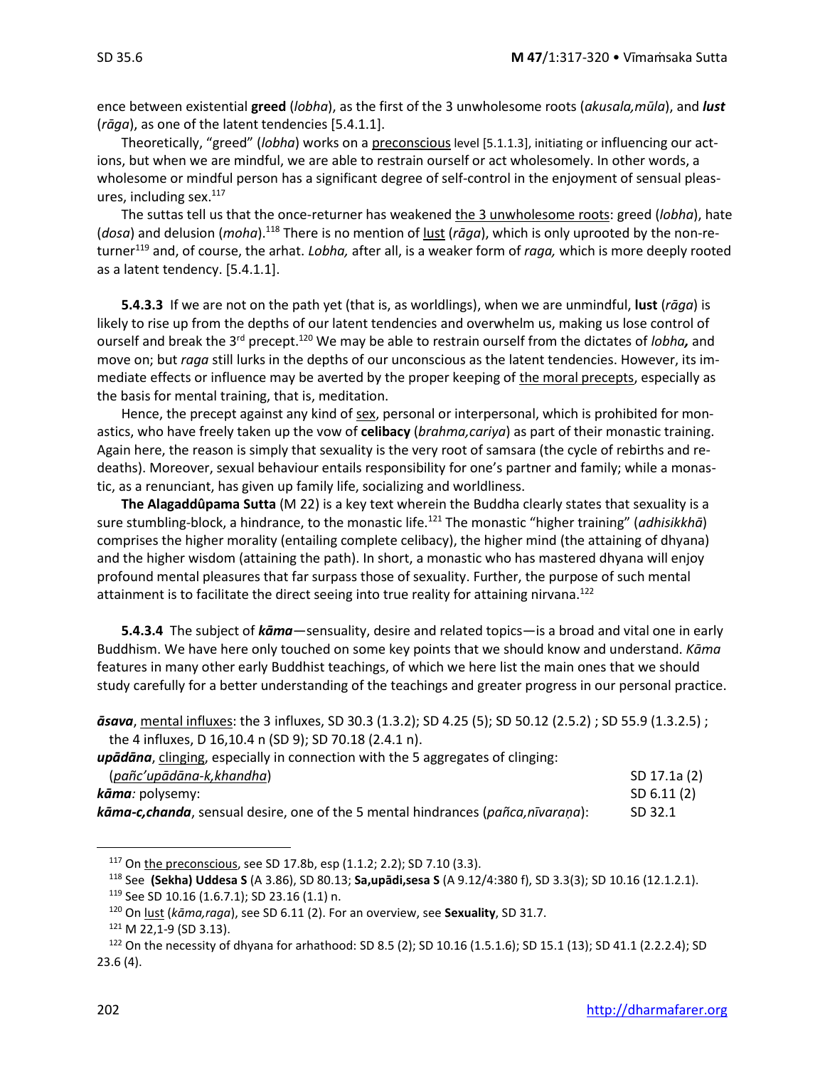ence between existential **greed** (*lobha*), as the first of the 3 unwholesome roots (*akusala,mūla*), and ***lust*** (*rāga*), as one of the latent tendencies [5.4.1.1].

Theoretically, "greed" (*lobha*) works on a preconscious level [5.1.1.3], initiating or influencing our actions, but when we are mindful, we are able to restrain ourself or act wholesomely. In other words, a wholesome or mindful person has a significant degree of self-control in the enjoyment of sensual pleasures, including sex.[117]

The suttas tell us that the once-returner has weakened the 3 unwholesome roots: greed (*lobha*), hate (*dosa*) and delusion (*moha*).[118] There is no mention of lust (*rāga*), which is only uprooted by the non-returner[119] and, of course, the arhat. *Lobha,* after all, is a weaker form of *raga,* which is more deeply rooted as a latent tendency. [5.4.1.1].

**5.4.3.3** If we are not on the path yet (that is, as worldlings), when we are unmindful, **lust** (*rāga*) is likely to rise up from the depths of our latent tendencies and overwhelm us, making us lose control of ourself and break the 3rd precept.[120] We may be able to restrain ourself from the dictates of *lobha,* and move on; but *raga* still lurks in the depths of our unconscious as the latent tendencies. However, its immediate effects or influence may be averted by the proper keeping of the moral precepts, especially as the basis for mental training, that is, meditation.

Hence, the precept against any kind of sex, personal or interpersonal, which is prohibited for monastics, who have freely taken up the vow of **celibacy** (*brahma,cariya*) as part of their monastic training. Again here, the reason is simply that sexuality is the very root of samsara (the cycle of rebirths and redeaths). Moreover, sexual behaviour entails responsibility for one's partner and family; while a monastic, as a renunciant, has given up family life, socializing and worldliness.

**The Alagaddûpama Sutta** (M 22) is a key text wherein the Buddha clearly states that sexuality is a sure stumbling-block, a hindrance, to the monastic life.[121] The monastic "higher training" (*adhisikkhā*) comprises the higher morality (entailing complete celibacy), the higher mind (the attaining of dhyana) and the higher wisdom (attaining the path). In short, a monastic who has mastered dhyana will enjoy profound mental pleasures that far surpass those of sexuality. Further, the purpose of such mental attainment is to facilitate the direct seeing into true reality for attaining nirvana.[122]

**5.4.3.4** The subject of ***kāma***—sensuality, desire and related topics—is a broad and vital one in early Buddhism. We have here only touched on some key points that we should know and understand. *Kāma* features in many other early Buddhist teachings, of which we here list the main ones that we should study carefully for a better understanding of the teachings and greater progress in our personal practice.

***āsava***, mental influxes: the 3 influxes, SD 30.3 (1.3.2); SD 4.25 (5); SD 50.12 (2.5.2) ; SD 55.9 (1.3.2.5) ; the 4 influxes, D 16,10.4 n (SD 9); SD 70.18 (2.4.1 n).

***upādāna***, clinging, especially in connection with the 5 aggregates of clinging:
(*pañc'upādāna-k,khandha*) — SD 17.1a (2)

***kāma**:* polysemy: — SD 6.11 (2)

***kāma-c,chanda***, sensual desire, one of the 5 mental hindrances (*pañca,nīvaraṇa*): — SD 32.1

---

[117] On the preconscious, see SD 17.8b, esp (1.1.2; 2.2); SD 7.10 (3.3).

[118] See **(Sekha) Uddesa S** (A 3.86), SD 80.13; **Sa,upādi,sesa S** (A 9.12/4:380 f), SD 3.3(3); SD 10.16 (12.1.2.1).

[119] See SD 10.16 (1.6.7.1); SD 23.16 (1.1) n.

[120] On lust (*kāma,raga*), see SD 6.11 (2). For an overview, see **Sexuality**, SD 31.7.

[121] M 22,1-9 (SD 3.13).

[122] On the necessity of dhyana for arhathood: SD 8.5 (2); SD 10.16 (1.5.1.6); SD 15.1 (13); SD 41.1 (2.2.2.4); SD 23.6 (4).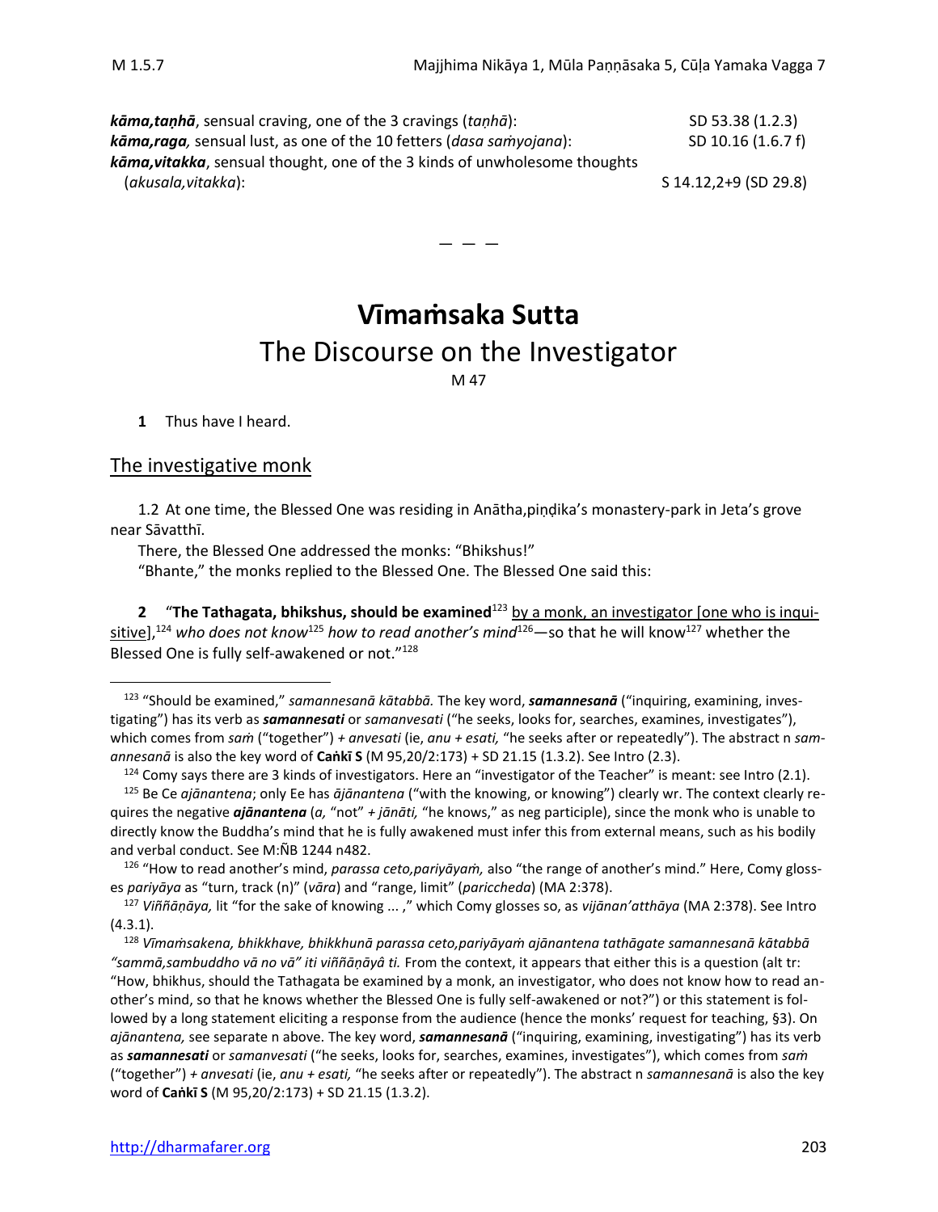***kāma,taṇhā***, sensual craving, one of the 3 cravings (*taṇhā*): SD 53.38 (1.2.3)
***kāma,raga,*** sensual lust, as one of the 10 fetters (*dasa saṁyojana*): SD 10.16 (1.6.7 f)
***kāma,vitakka***, sensual thought, one of the 3 kinds of unwholesome thoughts (*akusala,vitakka*): S 14.12,2+9 (SD 29.8)

— — —

# Vīmaṁsaka Sutta

## The Discourse on the Investigator

M 47

**1** Thus have I heard.

## The investigative monk

1.2 At one time, the Blessed One was residing in Anātha,piṇḍika's monastery-park in Jeta's grove near Sāvatthī.

There, the Blessed One addressed the monks: "Bhikshus!"

"Bhante," the monks replied to the Blessed One. The Blessed One said this:

**2** "**The Tathagata, bhikshus, should be examined**[123] by a monk, an investigator [one who is inquisitive],[124] *who does not know*[125] *how to read another's mind*[126]—so that he will know[127] whether the Blessed One is fully self-awakened or not."[128]

---

[123] "Should be examined," *samannesanā kātabbā.* The key word, ***samannesanā*** ("inquiring, examining, investigating") has its verb as ***samannesati*** or *samanvesati* ("he seeks, looks for, searches, examines, investigates"), which comes from *saṁ* ("together") *+ anvesati* (ie, *anu + esati,* "he seeks after or repeatedly"). The abstract n *samannesanā* is also the key word of **Caṅkī S** (M 95,20/2:173) + SD 21.15 (1.3.2). See Intro (2.3).

[124] Comy says there are 3 kinds of investigators. Here an "investigator of the Teacher" is meant: see Intro (2.1).

[125] Be Ce *ajānantena*; only Ee has *ājānantena* ("with the knowing, or knowing") clearly wr. The context clearly requires the negative ***ajānantena*** (*a,* "not" *+ jānāti,* "he knows," as neg participle), since the monk who is unable to directly know the Buddha's mind that he is fully awakened must infer this from external means, such as his bodily and verbal conduct. See M:ÑB 1244 n482.

[126] "How to read another's mind, *parassa ceto,pariyāyaṁ,* also "the range of another's mind." Here, Comy glosses *pariyāya* as "turn, track (n)" (*vāra*) and "range, limit" (*pariccheda*) (MA 2:378).

[127] *Viññāṇāya,* lit "for the sake of knowing ... ," which Comy glosses so, as *vijānan'atthāya* (MA 2:378). See Intro (4.3.1).

[128] *Vīmaṁsakena, bhikkhave, bhikkhunā parassa ceto,pariyāyaṁ ajānantena tathāgate samannesanā kātabbā "sammā,sambuddho vā no vā" iti viññāṇāyâ ti.* From the context, it appears that either this is a question (alt tr: "How, bhikshus, should the Tathagata be examined by a monk, an investigator, who does not know how to read another's mind, so that he knows whether the Blessed One is fully self-awakened or not?") or this statement is followed by a long statement eliciting a response from the audience (hence the monks' request for teaching, §3). On *ajānantena,* see separate n above. The key word, ***samannesanā*** ("inquiring, examining, investigating") has its verb as ***samannesati*** or *samanvesati* ("he seeks, looks for, searches, examines, investigates"), which comes from *saṁ* ("together") *+ anvesati* (ie, *anu + esati,* "he seeks after or repeatedly"). The abstract n *samannesanā* is also the key word of **Caṅkī S** (M 95,20/2:173) + SD 21.15 (1.3.2).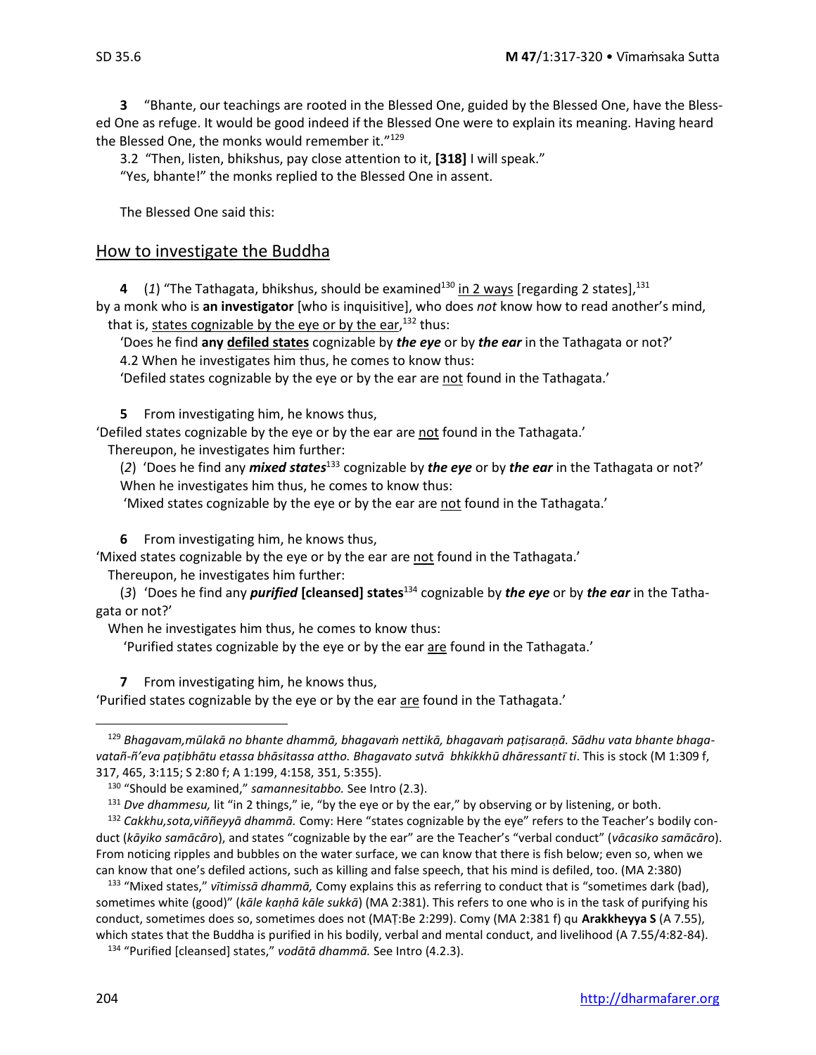**3** "Bhante, our teachings are rooted in the Blessed One, guided by the Blessed One, have the Blessed One as refuge. It would be good indeed if the Blessed One were to explain its meaning. Having heard the Blessed One, the monks would remember it."[129]

3.2 "Then, listen, bhikshus, pay close attention to it, **[318]** I will speak."

"Yes, bhante!" the monks replied to the Blessed One in assent.

The Blessed One said this:

## How to investigate the Buddha

**4** (*1*) "The Tathagata, bhikshus, should be examined[130] in 2 ways [regarding 2 states],[131] by a monk who is **an investigator** [who is inquisitive], who does *not* know how to read another's mind, that is, states cognizable by the eye or by the ear,[132] thus:

'Does he find **any defiled states** cognizable by ***the eye*** or by ***the ear*** in the Tathagata or not?'

4.2 When he investigates him thus, he comes to know thus:

'Defiled states cognizable by the eye or by the ear are not found in the Tathagata.'

**5** From investigating him, he knows thus,

'Defiled states cognizable by the eye or by the ear are not found in the Tathagata.'

Thereupon, he investigates him further:

(*2*) 'Does he find any ***mixed states***[133] cognizable by ***the eye*** or by ***the ear*** in the Tathagata or not?'

When he investigates him thus, he comes to know thus:

'Mixed states cognizable by the eye or by the ear are not found in the Tathagata.'

**6** From investigating him, he knows thus,

'Mixed states cognizable by the eye or by the ear are not found in the Tathagata.'

Thereupon, he investigates him further:

(*3*) 'Does he find any ***purified* [cleansed] states**[134] cognizable by ***the eye*** or by ***the ear*** in the Tathagata or not?'

When he investigates him thus, he comes to know thus:

'Purified states cognizable by the eye or by the ear are found in the Tathagata.'

**7** From investigating him, he knows thus,

'Purified states cognizable by the eye or by the ear are found in the Tathagata.'

---

[129] *Bhagavam,mūlakā no bhante dhammā, bhagavaṁ nettikā, bhagavaṁ paṭisaraṇā. Sādhu vata bhante bhagavatañ-ñ'eva paṭibhātu etassa bhāsitassa attho. Bhagavato sutvā bhikkhū dhāressantī ti*. This is stock (M 1:309 f, 317, 465, 3:115; S 2:80 f; A 1:199, 4:158, 351, 5:355).

[130] "Should be examined," *samannesitabbo.* See Intro (2.3).

[131] *Dve dhammesu,* lit "in 2 things," ie, "by the eye or by the ear," by observing or by listening, or both.

[132] *Cakkhu,sota,viññeyyā dhammā.* Comy: Here "states cognizable by the eye" refers to the Teacher's bodily conduct (*kāyiko samācāro*), and states "cognizable by the ear" are the Teacher's "verbal conduct" (*vācasiko samācāro*). From noticing ripples and bubbles on the water surface, we can know that there is fish below; even so, when we can know that one's defiled actions, such as killing and false speech, that his mind is defiled, too. (MA 2:380)

[133] "Mixed states," *vītimissā dhammā,* Comy explains this as referring to conduct that is "sometimes dark (bad), sometimes white (good)" (*kāle kaṇhā kāle sukkā*) (MA 2:381). This refers to one who is in the task of purifying his conduct, sometimes does so, sometimes does not (MAṬ:Be 2:299). Comy (MA 2:381 f) qu **Arakkheyya S** (A 7.55), which states that the Buddha is purified in his bodily, verbal and mental conduct, and livelihood (A 7.55/4:82-84).

[134] "Purified [cleansed] states," *vodātā dhammā.* See Intro (4.2.3).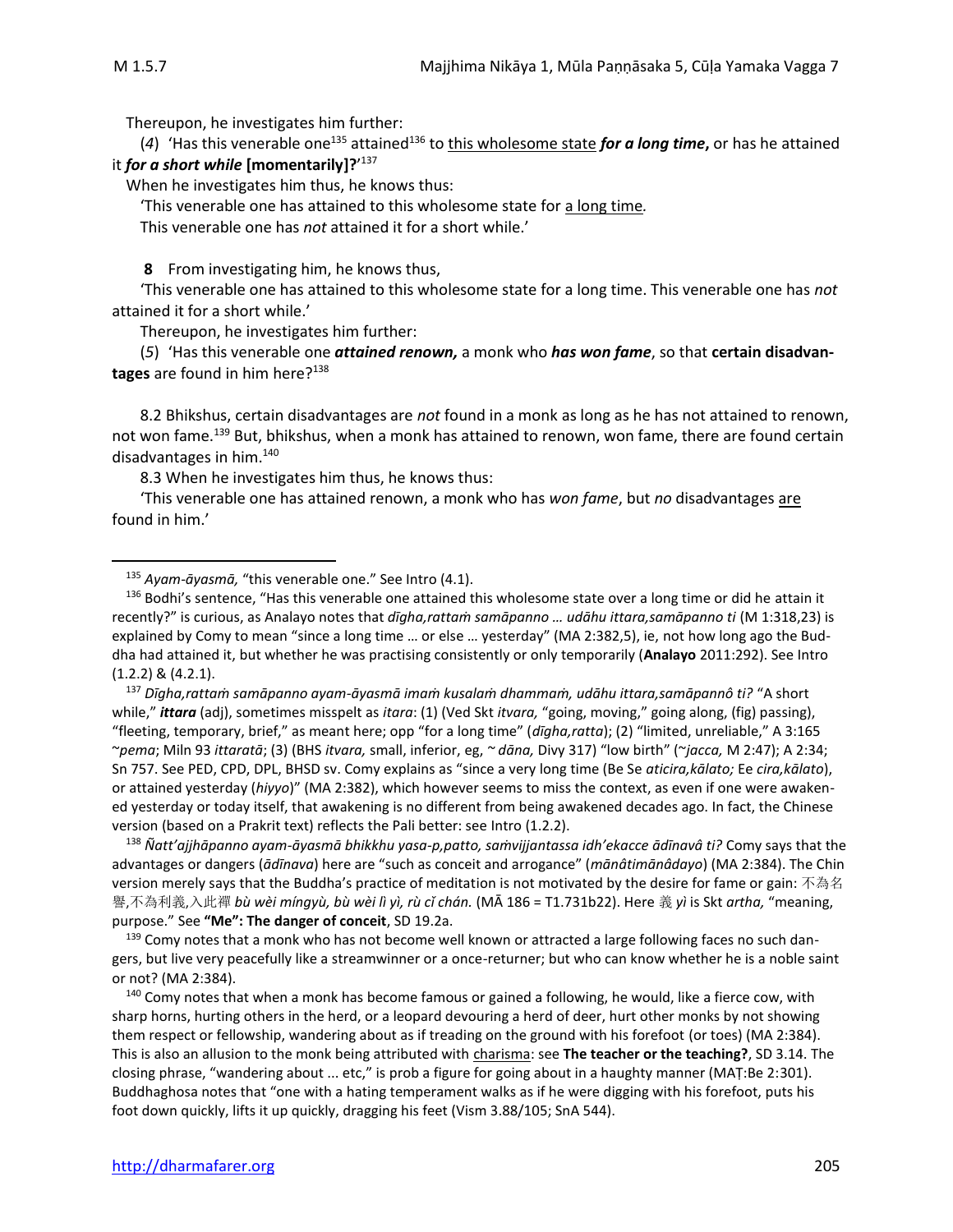Thereupon, he investigates him further:

(*4*) 'Has this venerable one[135] attained[136] to this wholesome state ***for a long time***, or has he attained it ***for a short while* [momentarily]?**'[137]

When he investigates him thus, he knows thus:

'This venerable one has attained to this wholesome state for a long time*.*

This venerable one has *not* attained it for a short while.'

**8** From investigating him, he knows thus,

'This venerable one has attained to this wholesome state for a long time. This venerable one has *not* attained it for a short while.'

Thereupon, he investigates him further:

(*5*) 'Has this venerable one ***attained renown,*** a monk who ***has won fame***, so that **certain disadvantages** are found in him here?[138]

8.2 Bhikshus, certain disadvantages are *not* found in a monk as long as he has not attained to renown, not won fame.[139] But, bhikshus, when a monk has attained to renown, won fame, there are found certain disadvantages in him.[140]

8.3 When he investigates him thus, he knows thus:

'This venerable one has attained renown, a monk who has *won fame*, but *no* disadvantages are found in him.'

---

[135] *Ayam-āyasmā,* "this venerable one." See Intro (4.1).

[136] Bodhi's sentence, "Has this venerable one attained this wholesome state over a long time or did he attain it recently?" is curious, as Analayo notes that *dīgha,rattaṁ samāpanno … udāhu ittara,samāpanno ti* (M 1:318,23) is explained by Comy to mean "since a long time … or else … yesterday" (MA 2:382,5), ie, not how long ago the Buddha had attained it, but whether he was practising consistently or only temporarily (**Analayo** 2011:292). See Intro (1.2.2) & (4.2.1).

[137] *Dīgha,rattaṁ samāpanno ayam-āyasmā imaṁ kusalaṁ dhammaṁ, udāhu ittara,samāpannô ti?* "A short while," ***ittara*** (adj), sometimes misspelt as *itara*: (1) (Ved Skt *itvara,* "going, moving," going along, (fig) passing), "fleeting, temporary, brief," as meant here; opp "for a long time" (*dīgha,ratta*); (2) "limited, unreliable," A 3:165 ~*pema*; Miln 93 *ittaratā*; (3) (BHS *itvara,* small, inferior, eg, ~ *dāna,* Divy 317) "low birth" (~*jacca,* M 2:47); A 2:34; Sn 757. See PED, CPD, DPL, BHSD sv. Comy explains as "since a very long time (Be Se *aticira,kālato;* Ee *cira,kālato*), or attained yesterday (*hiyyo*)" (MA 2:382), which however seems to miss the context, as even if one were awakened yesterday or today itself, that awakening is no different from being awakened decades ago. In fact, the Chinese version (based on a Prakrit text) reflects the Pali better: see Intro (1.2.2).

[138] *Ñatt'ajjhāpanno ayam-āyasmā bhikkhu yasa-p,patto, saṁvijjantassa idh'ekacce ādīnavâ ti?* Comy says that the advantages or dangers (*ādīnava*) here are "such as conceit and arrogance" (*mānâtimānâdayo*) (MA 2:384). The Chin version merely says that the Buddha's practice of meditation is not motivated by the desire for fame or gain: 不為名譽,不為利義,入此禪 *bù wèi míngyù, bù wèi lì yì, rù cǐ chán.* (MĀ 186 = T1.731b22). Here 義 *yì* is Skt *artha,* "meaning, purpose." See **"Me": The danger of conceit**, SD 19.2a.

[139] Comy notes that a monk who has not become well known or attracted a large following faces no such dangers, but live very peacefully like a streamwinner or a once-returner; but who can know whether he is a noble saint or not? (MA 2:384).

[140] Comy notes that when a monk has become famous or gained a following, he would, like a fierce cow, with sharp horns, hurting others in the herd, or a leopard devouring a herd of deer, hurt other monks by not showing them respect or fellowship, wandering about as if treading on the ground with his forefoot (or toes) (MA 2:384). This is also an allusion to the monk being attributed with charisma: see **The teacher or the teaching?**, SD 3.14. The closing phrase, "wandering about ... etc," is prob a figure for going about in a haughty manner (MAṬ:Be 2:301). Buddhaghosa notes that "one with a hating temperament walks as if he were digging with his forefoot, puts his foot down quickly, lifts it up quickly, dragging his feet (Vism 3.88/105; SnA 544).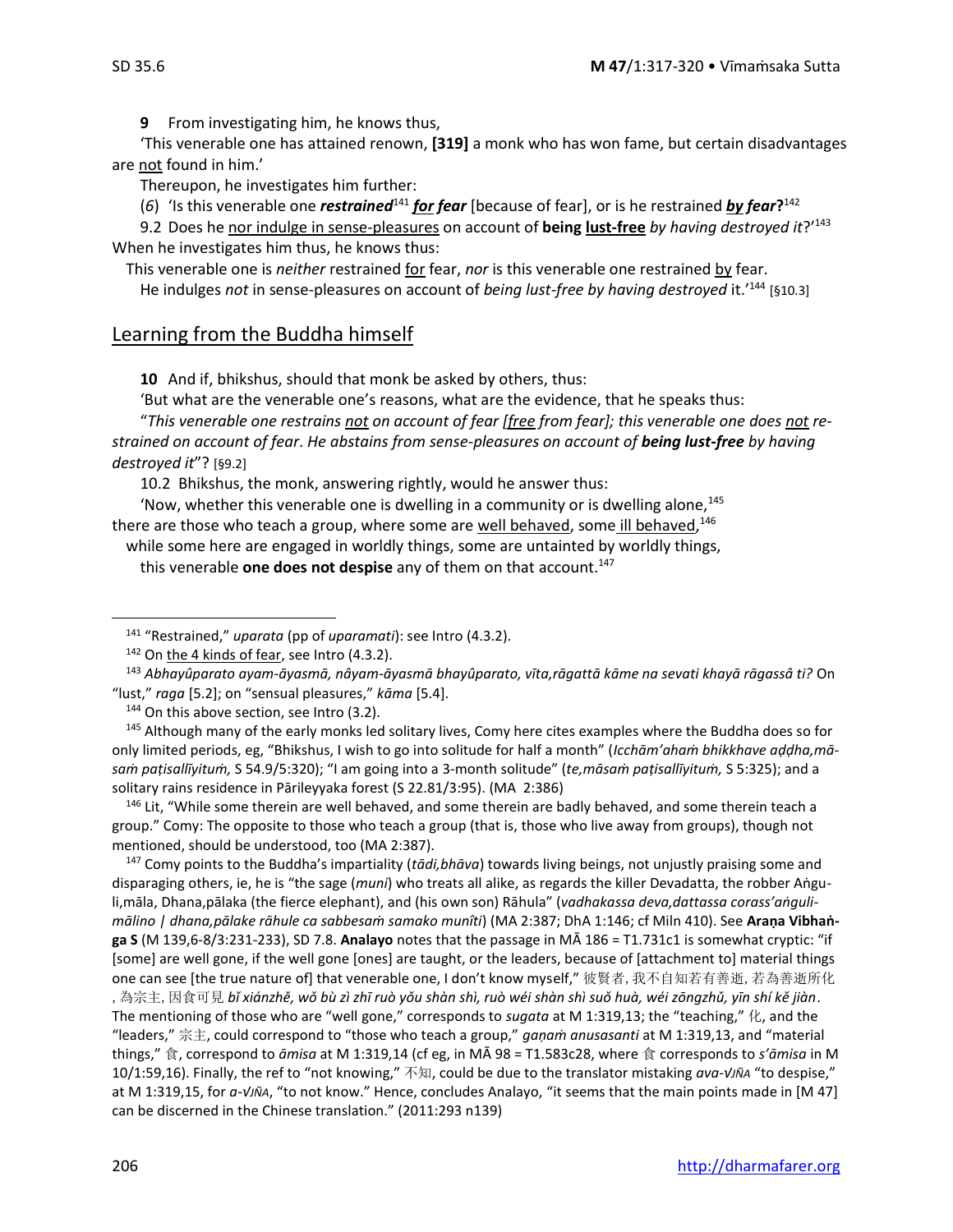**9** From investigating him, he knows thus,

'This venerable one has attained renown, **[319]** a monk who has won fame, but certain disadvantages are not found in him.'

Thereupon, he investigates him further:

(*6*) 'Is this venerable one ***restrained***[141] ***for fear*** [because of fear], or is he restrained ***by fear*****?**[142]

9.2 Does he nor indulge in sense-pleasures on account of **being lust-free** *by having destroyed it*?'[143]

When he investigates him thus, he knows thus:

This venerable one is *neither* restrained for fear, *nor* is this venerable one restrained by fear.

He indulges *not* in sense-pleasures on account of *being lust-free by having destroyed* it.'[144] [§10.3]

## Learning from the Buddha himself

**10** And if, bhikshus, should that monk be asked by others, thus:

'But what are the venerable one's reasons, what are the evidence, that he speaks thus:

"*This venerable one restrains not on account of fear [free from fear]; this venerable one does not restrained on account of fear. He abstains from sense-pleasures on account of* ***being lust-free*** *by having destroyed it*"? [§9.2]

10.2 Bhikshus, the monk, answering rightly, would he answer thus:

'Now, whether this venerable one is dwelling in a community or is dwelling alone,[145]
there are those who teach a group, where some are well behaved, some ill behaved,[146]
while some here are engaged in worldly things, some are untainted by worldly things,
this venerable **one does not despise** any of them on that account.[147]

---

[141] "Restrained," *uparata* (pp of *uparamati*): see Intro (4.3.2).

[142] On the 4 kinds of fear, see Intro (4.3.2).

[143] *Abhayûparato ayam-āyasmā, nâyam-āyasmā bhayûparato, vīta,rāgattā kāme na sevati khayā rāgassâ ti?* On "lust," *raga* [5.2]; on "sensual pleasures," *kāma* [5.4].

[144] On this above section, see Intro (3.2).

[145] Although many of the early monks led solitary lives, Comy here cites examples where the Buddha does so for only limited periods, eg, "Bhikshus, I wish to go into solitude for half a month" (*Icchām'ahaṁ bhikkhave aḍḍha,māsaṁ paṭisallīyituṁ,* S 54.9/5:320); "I am going into a 3-month solitude" (*te,māsaṁ paṭisallīyituṁ,* S 5:325); and a solitary rains residence in Pārileyyaka forest (S 22.81/3:95). (MA 2:386)

[146] Lit, "While some therein are well behaved, and some therein are badly behaved, and some therein teach a group." Comy: The opposite to those who teach a group (that is, those who live away from groups), though not mentioned, should be understood, too (MA 2:387).

[147] Comy points to the Buddha's impartiality (*tādi,bhāva*) towards living beings, not unjustly praising some and disparaging others, ie, he is "the sage (*muni*) who treats all alike, as regards the killer Devadatta, the robber Aṅguli,māla, Dhana,pālaka (the fierce elephant), and (his own son) Rāhula" (*vadhakassa deva,dattassa corass'aṅgulimālino | dhana,pālake rāhule ca sabbesaṁ samako munîti*) (MA 2:387; DhA 1:146; cf Miln 410). See **Araṇa Vibhaṅga S** (M 139,6-8/3:231-233), SD 7.8. **Analayo** notes that the passage in MĀ 186 = T1.731c1 is somewhat cryptic: "if [some] are well gone, if the well gone [ones] are taught, or the leaders, because of [attachment to] material things one can see [the true nature of] that venerable one, I don't know myself," 彼賢者, 我不自知若有善逝, 若為善逝所化, 為宗主, 因食可見 *bǐ xiánzhě, wǒ bù zì zhī ruò yǒu shàn shì, ruò wéi shàn shì suǒ huà, wéi zōngzhǔ, yīn shí kě jiàn*. The mentioning of those who are "well gone," corresponds to *sugata* at M 1:319,13; the "teaching," 化, and the "leaders," 宗主, could correspond to "those who teach a group," *gaṇaṁ anusasanti* at M 1:319,13, and "material things," 食, correspond to *āmisa* at M 1:319,14 (cf eg, in MĀ 98 = T1.583c28, where 食 corresponds to *s'āmisa* in M 10/1:59,16). Finally, the ref to "not knowing," 不知, could be due to the translator mistaking *ava-√JÑA* "to despise," at M 1:319,15, for *a-√JÑA*, "to not know." Hence, concludes Analayo, "it seems that the main points made in [M 47] can be discerned in the Chinese translation." (2011:293 n139)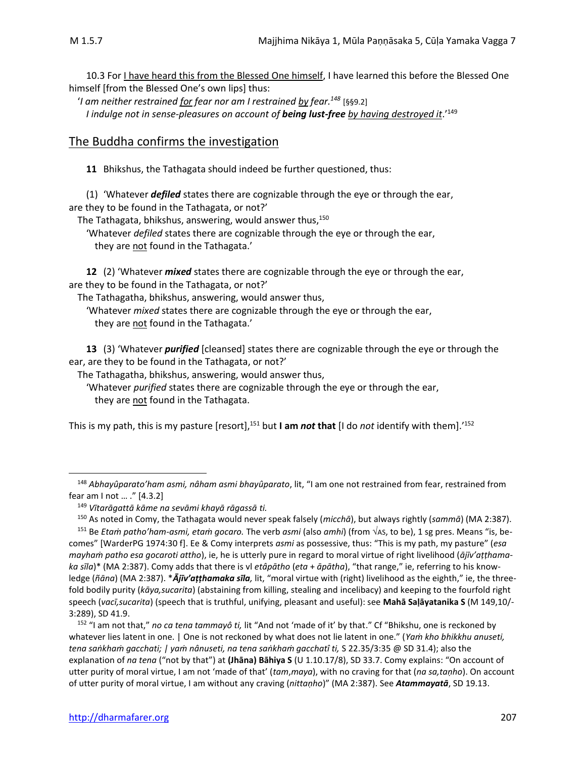10.3 For <u>I have heard this from the Blessed One himself</u>, I have learned this before the Blessed One himself [from the Blessed One's own lips] thus:

'*I am neither restrained <u>for</u> fear nor am I restrained <u>by</u> fear.*[148] [§§9.2]
*I indulge not in sense-pleasures on account of **being lust-free** <u>by having destroyed it</u>.*'[149]

## The Buddha confirms the investigation

**11** Bhikshus, the Tathagata should indeed be further questioned, thus:

(1) 'Whatever ***defiled*** states there are cognizable through the eye or through the ear, are they to be found in the Tathagata, or not?'

The Tathagata, bhikshus, answering, would answer thus,[150]

'Whatever *defiled* states there are cognizable through the eye or through the ear, they are <u>not</u> found in the Tathagata.'

**12** (2) 'Whatever ***mixed*** states there are cognizable through the eye or through the ear, are they to be found in the Tathagata, or not?'

The Tathagatha, bhikshus, answering, would answer thus,

'Whatever *mixed* states there are cognizable through the eye or through the ear, they are <u>not</u> found in the Tathagata.'

**13** (3) 'Whatever ***purified*** [cleansed] states there are cognizable through the eye or through the ear, are they to be found in the Tathagata, or not?'

The Tathagatha, bhikshus, answering, would answer thus,

'Whatever *purified* states there are cognizable through the eye or through the ear, they are <u>not</u> found in the Tathagata.

This is my path, this is my pasture [resort],[151] but **I am *not* that** [I do *not* identify with them].'[152]

---

[148] *Abhayûparato'ham asmi, nâham asmi bhayûparato*, lit, "I am one not restrained from fear, restrained from fear am I not … ." [4.3.2]

[149] *Vītarāgattā kāme na sevāmi khayā rāgassā ti.*

[150] As noted in Comy, the Tathagata would never speak falsely (*micchā*), but always rightly (*sammā*) (MA 2:387).

[151] Be *Etaṁ patho'ham-asmi, etaṁ gocaro.* The verb *asmi* (also *amhi*) (from √AS, to be), 1 sg pres. Means "is, becomes" [WarderPG 1974:30 f]. Ee & Comy interprets *asmi* as possessive, thus: "This is my path, my pasture" (*esa mayhaṁ patho esa gocaroti attho*), ie, he is utterly pure in regard to moral virtue of right livelihood (*ājīv'aṭṭhamaka sīla*)* (MA 2:387). Comy adds that there is vl *etâpātho* (*eta* + *āpātha*), "that range," ie, referring to his knowledge (*ñāna*) (MA 2:387). ****Ājīv'aṭṭhamaka sīla,*** lit, "moral virtue with (right) livelihood as the eighth," ie, the threefold bodily purity (*kāya,sucarita*) (abstaining from killing, stealing and incelibacy) and keeping to the fourfold right speech (*vacī,sucarita*) (speech that is truthful, unifying, pleasant and useful): see **Mahā Saḷāyatanika S** (M 149,10/-3:289), SD 41.9.

[152] "I am not that," *no ca tena tammayô ti,* lit "And not 'made of it' by that." Cf "Bhikshu, one is reckoned by whatever lies latent in one. | One is not reckoned by what does not lie latent in one." (*Yaṁ kho bhikkhu anuseti, tena saṅkhaṁ gacchati; | yaṁ nânuseti, na tena saṅkhaṁ gacchatî ti,* S 22.35/3:35 @ SD 31.4); also the explanation of *na tena* ("not by that") at **(Jhāna) Bāhiya S** (U 1.10.17/8), SD 33.7. Comy explains: "On account of utter purity of moral virtue, I am not 'made of that' (*tam,maya*), with no craving for that (*na sa,taṇho*). On account of utter purity of moral virtue, I am without any craving (*nittaṇho*)" (MA 2:387). See ***Atammayatā***, SD 19.13.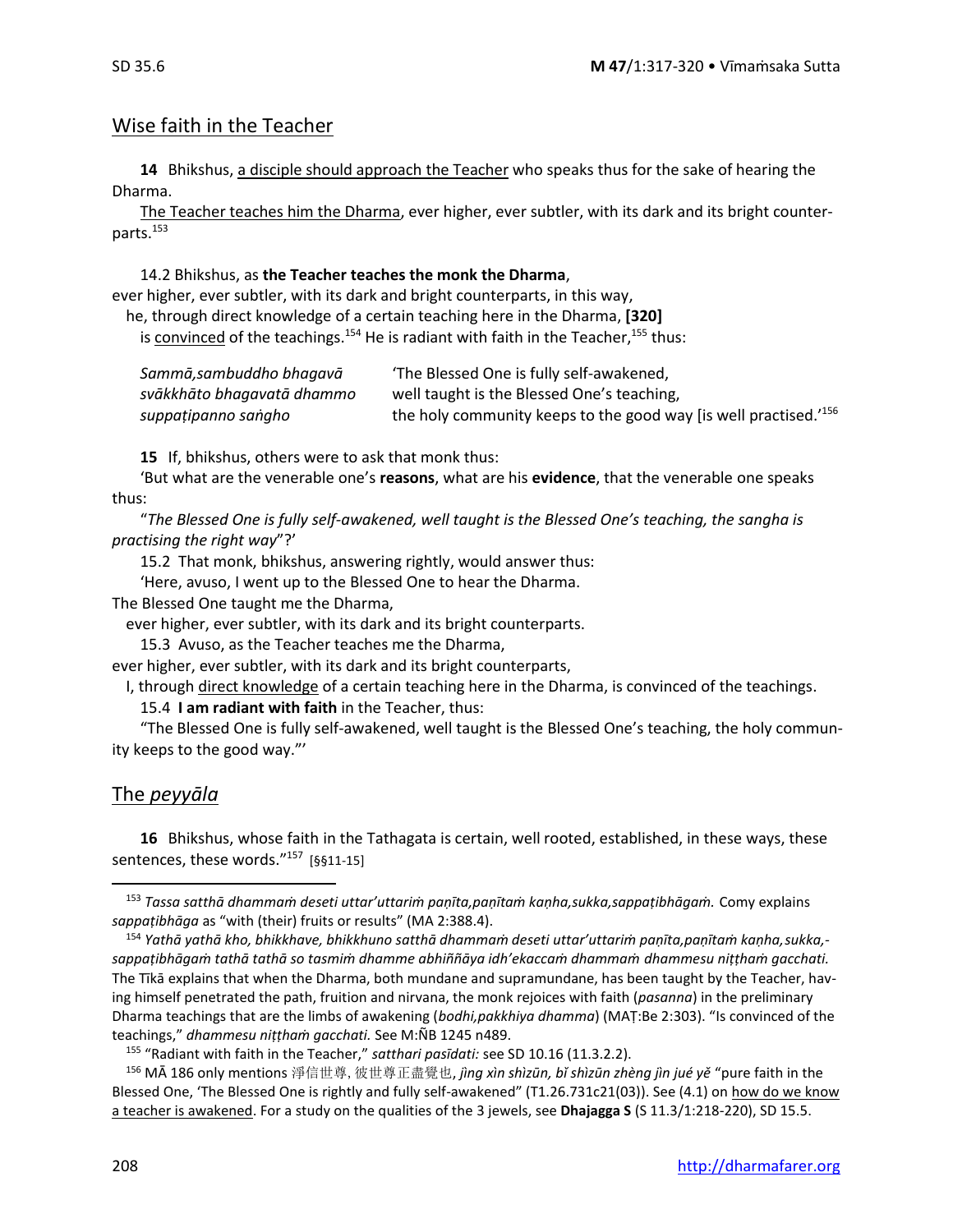## Wise faith in the Teacher

**14** Bhikshus, a disciple should approach the Teacher who speaks thus for the sake of hearing the Dharma.

The Teacher teaches him the Dharma, ever higher, ever subtler, with its dark and its bright counterparts.[153]

14.2 Bhikshus, as **the Teacher teaches the monk the Dharma**,
ever higher, ever subtler, with its dark and bright counterparts, in this way,
he, through direct knowledge of a certain teaching here in the Dharma, **[320]**
is convinced of the teachings.[154] He is radiant with faith in the Teacher,[155] thus:

| | |
|---|---|
| *Sammā,sambuddho bhagavā* | 'The Blessed One is fully self-awakened, |
| *svākkhāto bhagavatā dhammo* | well taught is the Blessed One's teaching, |
| *suppaṭipanno saṅgho* | the holy community keeps to the good way [is well practised.'[156] |

**15** If, bhikshus, others were to ask that monk thus:

'But what are the venerable one's **reasons**, what are his **evidence**, that the venerable one speaks thus:

"*The Blessed One is fully self-awakened, well taught is the Blessed One's teaching, the sangha is practising the right way*"?'

15.2 That monk, bhikshus, answering rightly, would answer thus:

'Here, avuso, I went up to the Blessed One to hear the Dharma.
The Blessed One taught me the Dharma,
ever higher, ever subtler, with its dark and its bright counterparts.

15.3 Avuso, as the Teacher teaches me the Dharma,
ever higher, ever subtler, with its dark and its bright counterparts,
I, through direct knowledge of a certain teaching here in the Dharma, is convinced of the teachings.

15.4 **I am radiant with faith** in the Teacher, thus:

"The Blessed One is fully self-awakened, well taught is the Blessed One's teaching, the holy community keeps to the good way."'

## The *peyyāla*

**16** Bhikshus, whose faith in the Tathagata is certain, well rooted, established, in these ways, these sentences, these words."[157] [§§11-15]

---

[153] *Tassa satthā dhammaṁ deseti uttar'uttariṁ paṇīta,paṇītaṁ kaṇha,sukka,sappaṭibhāgaṁ.* Comy explains *sappaṭibhāga* as "with (their) fruits or results" (MA 2:388.4).

[154] *Yathā yathā kho, bhikkhave, bhikkhuno satthā dhammaṁ deseti uttar'uttariṁ paṇīta,paṇītaṁ kaṇha,sukka,-sappaṭibhāgaṁ tathā tathā so tasmiṁ dhamme abhiññāya idh'ekaccaṁ dhammaṁ dhammesu niṭṭhaṁ gacchati.* The Tīkā explains that when the Dharma, both mundane and supramundane, has been taught by the Teacher, having himself penetrated the path, fruition and nirvana, the monk rejoices with faith (*pasanna*) in the preliminary Dharma teachings that are the limbs of awakening (*bodhi,pakkhiya dhamma*) (MAṬ:Be 2:303). "Is convinced of the teachings," *dhammesu niṭṭhaṁ gacchati.* See M:ÑB 1245 n489.

[155] "Radiant with faith in the Teacher," *satthari pasīdati:* see SD 10.16 (11.3.2.2).

[156] MĀ 186 only mentions 淨信世尊, 彼世尊正盡覺也, *jìng xìn shìzūn, bǐ shìzūn zhèng jìn jué yě* "pure faith in the Blessed One, 'The Blessed One is rightly and fully self-awakened" (T1.26.731c21(03)). See (4.1) on how do we know a teacher is awakened. For a study on the qualities of the 3 jewels, see **Dhajagga S** (S 11.3/1:218-220), SD 15.5.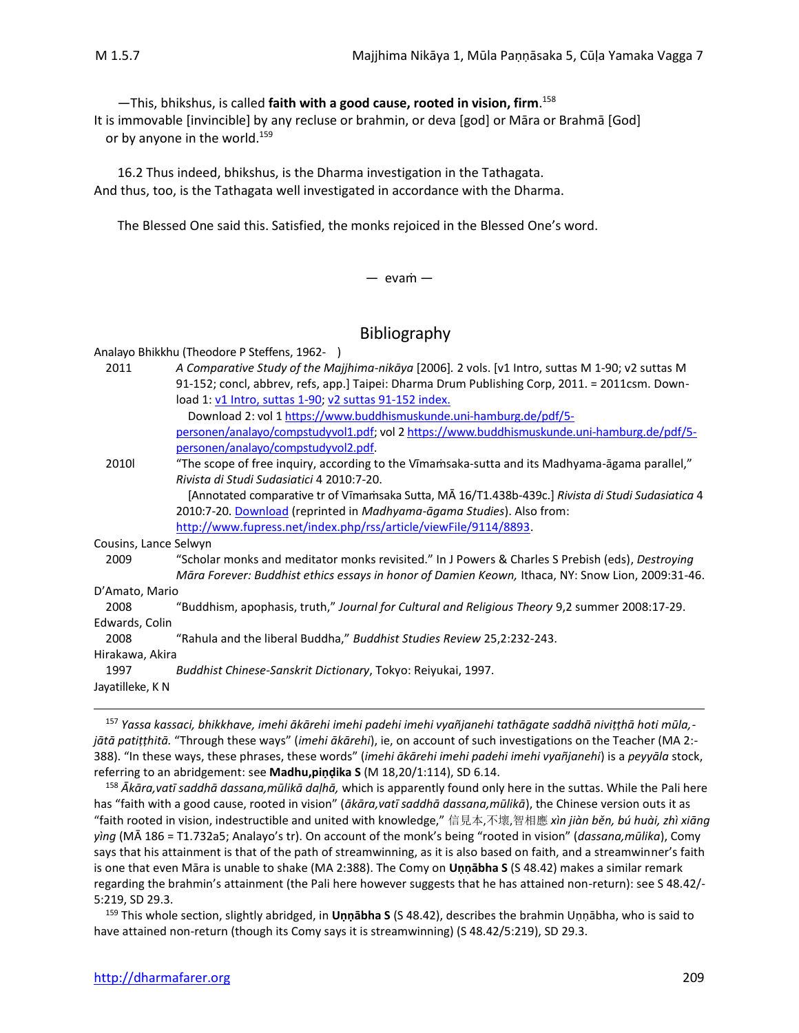—This, bhikshus, is called **faith with a good cause, rooted in vision, firm**.[158]
It is immovable [invincible] by any recluse or brahmin, or deva [god] or Māra or Brahmā [God]
or by anyone in the world.[159]

16.2 Thus indeed, bhikshus, is the Dharma investigation in the Tathagata.
And thus, too, is the Tathagata well investigated in accordance with the Dharma.

The Blessed One said this. Satisfied, the monks rejoiced in the Blessed One's word.

— evaṁ —

## Bibliography

Analayo Bhikkhu (Theodore P Steffens, 1962- )

2011 *A Comparative Study of the Majjhima-nikāya* [2006]. 2 vols. [v1 Intro, suttas M 1-90; v2 suttas M 91-152; concl, abbrev, refs, app.] Taipei: Dharma Drum Publishing Corp, 2011. = 2011csm. Download 1: v1 Intro, suttas 1-90; v2 suttas 91-152 index.
Download 2: vol 1 https://www.buddhismuskunde.uni-hamburg.de/pdf/5-personen/analayo/compstudyvol1.pdf; vol 2 https://www.buddhismuskunde.uni-hamburg.de/pdf/5-personen/analayo/compstudyvol2.pdf.

2010l "The scope of free inquiry, according to the Vīmaṁsaka-sutta and its Madhyama-āgama parallel," *Rivista di Studi Sudasiatici* 4 2010:7-20.
[Annotated comparative tr of Vīmaṁsaka Sutta, MĀ 16/T1.438b-439c.] *Rivista di Studi Sudasiatica* 4 2010:7-20. Download (reprinted in *Madhyama-āgama Studies*). Also from: http://www.fupress.net/index.php/rss/article/viewFile/9114/8893.

Cousins, Lance Selwyn

2009 "Scholar monks and meditator monks revisited." In J Powers & Charles S Prebish (eds), *Destroying Māra Forever: Buddhist ethics essays in honor of Damien Keown,* Ithaca, NY: Snow Lion, 2009:31-46.

D'Amato, Mario

2008 "Buddhism, apophasis, truth," *Journal for Cultural and Religious Theory* 9,2 summer 2008:17-29.

Edwards, Colin

2008 "Rahula and the liberal Buddha," *Buddhist Studies Review* 25,2:232-243.

Hirakawa, Akira

1997 *Buddhist Chinese-Sanskrit Dictionary*, Tokyo: Reiyukai, 1997.

Jayatilleke, K N

---

[157] *Yassa kassaci, bhikkhave, imehi ākārehi imehi padehi imehi vyañjanehi tathāgate saddhā niviṭṭhā hoti mūla,-jātā patiṭṭhitā.* "Through these ways" (*imehi ākārehi*), ie, on account of such investigations on the Teacher (MA 2:-388). "In these ways, these phrases, these words" (*imehi ākārehi imehi padehi imehi vyañjanehi*) is a *peyyāla* stock, referring to an abridgement: see **Madhu,piṇḍika S** (M 18,20/1:114), SD 6.14.

[158] *Ākāra,vatī saddhā dassana,mūlikā daḷhā,* which is apparently found only here in the suttas. While the Pali here has "faith with a good cause, rooted in vision" (*ākāra,vatī saddhā dassana,mūlikā*), the Chinese version outs it as "faith rooted in vision, indestructible and united with knowledge," 信見本,不壞,智相應 *xìn jiàn běn, bú huài, zhì xiāng yìng* (MĀ 186 = T1.732a5; Analayo's tr). On account of the monk's being "rooted in vision" (*dassana,mūlika*), Comy says that his attainment is that of the path of streamwinning, as it is also based on faith, and a streamwinner's faith is one that even Māra is unable to shake (MA 2:388). The Comy on **Uṇṇābha S** (S 48.42) makes a similar remark regarding the brahmin's attainment (the Pali here however suggests that he has attained non-return): see S 48.42/-5:219, SD 29.3.

[159] This whole section, slightly abridged, in **Uṇṇābha S** (S 48.42), describes the brahmin Uṇṇābha, who is said to have attained non-return (though its Comy says it is streamwinning) (S 48.42/5:219), SD 29.3.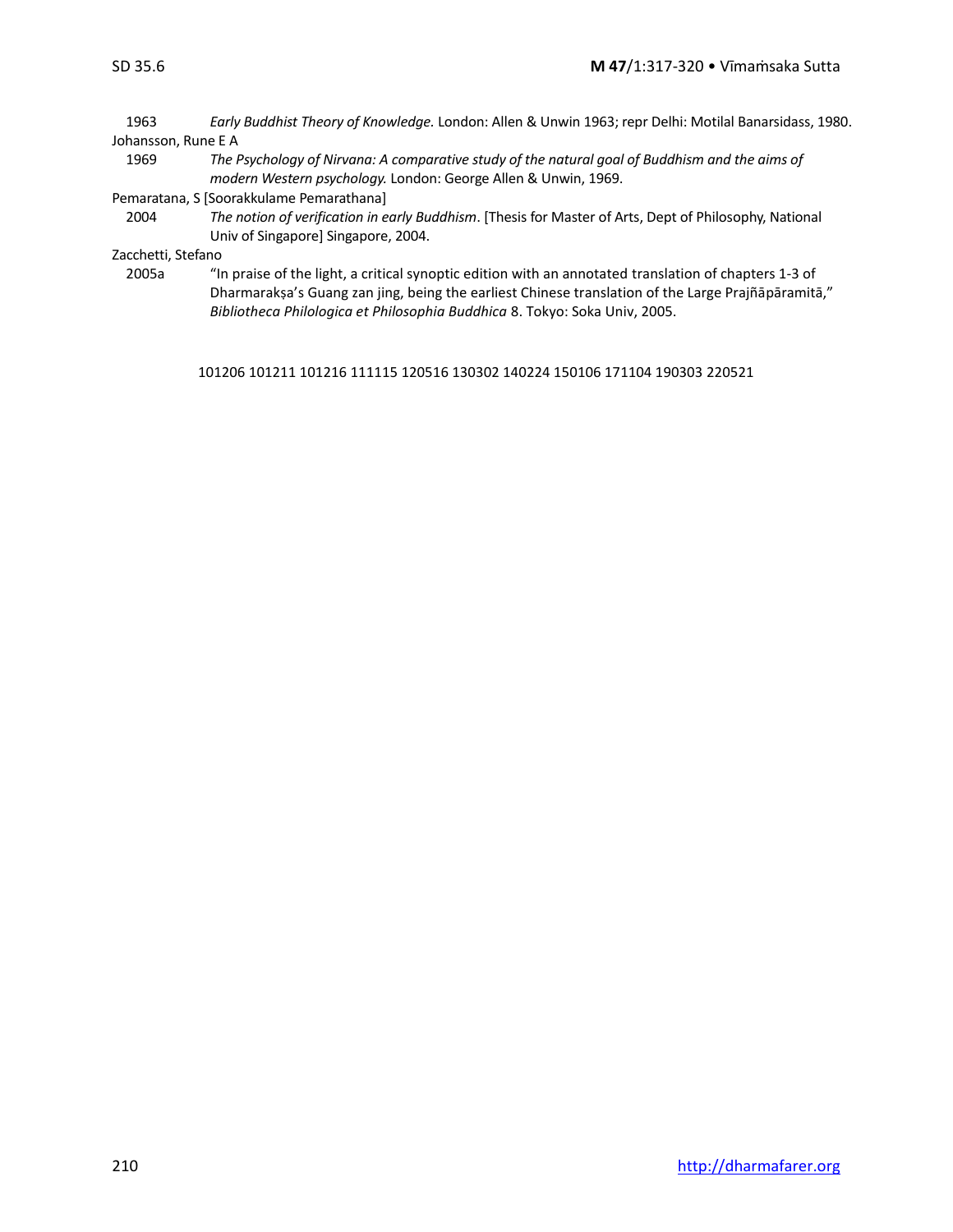1963 *Early Buddhist Theory of Knowledge.* London: Allen & Unwin 1963; repr Delhi: Motilal Banarsidass, 1980.

Johansson, Rune E A

1969 *The Psychology of Nirvana: A comparative study of the natural goal of Buddhism and the aims of modern Western psychology.* London: George Allen & Unwin, 1969.

Pemaratana, S [Soorakkulame Pemarathana]

2004 *The notion of verification in early Buddhism*. [Thesis for Master of Arts, Dept of Philosophy, National Univ of Singapore] Singapore, 2004.

Zacchetti, Stefano

2005a "In praise of the light, a critical synoptic edition with an annotated translation of chapters 1-3 of Dharmarakṣa's Guang zan jing, being the earliest Chinese translation of the Large Prajñāpāramitā," *Bibliotheca Philologica et Philosophia Buddhica* 8. Tokyo: Soka Univ, 2005.

101206 101211 101216 111115 120516 130302 140224 150106 171104 190303 220521